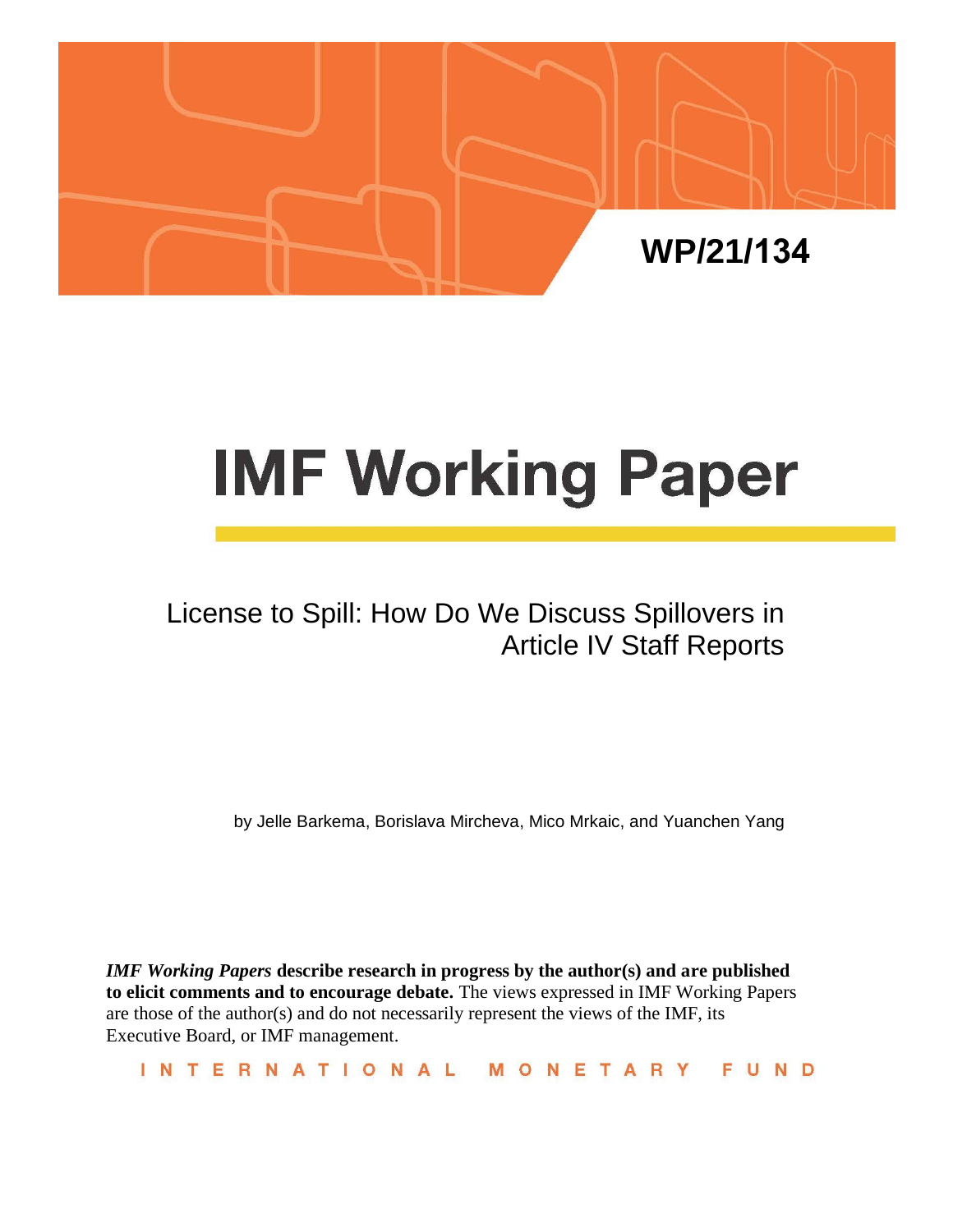WP/21/134

# IMF Working Paper

## License to Spill: How Do We Discuss Spillovers in Article IV Staff Reports

by Jelle Barkema, Borislava Mircheva, Mico Mrkaic, and Yuanchen Yang

***IMF Working Papers* describe research in progress by the author(s) and are published to elicit comments and to encourage debate.** The views expressed in IMF Working Papers are those of the author(s) and do not necessarily represent the views of the IMF, its Executive Board, or IMF management.

INTERNATIONAL MONETARY FUND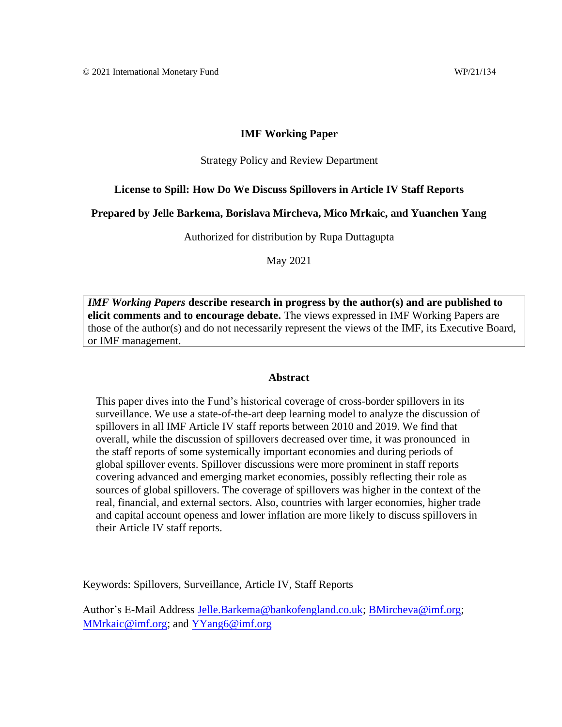© 2021 International Monetary Fund WP/21/134

**IMF Working Paper**

Strategy Policy and Review Department

**License to Spill: How Do We Discuss Spillovers in Article IV Staff Reports**

**Prepared by Jelle Barkema, Borislava Mircheva, Mico Mrkaic, and Yuanchen Yang**

Authorized for distribution by Rupa Duttagupta

May 2021

> ***IMF Working Papers* describe research in progress by the author(s) and are published to elicit comments and to encourage debate.** The views expressed in IMF Working Papers are those of the author(s) and do not necessarily represent the views of the IMF, its Executive Board, or IMF management.

**Abstract**

This paper dives into the Fund's historical coverage of cross-border spillovers in its surveillance. We use a state-of-the-art deep learning model to analyze the discussion of spillovers in all IMF Article IV staff reports between 2010 and 2019. We find that overall, while the discussion of spillovers decreased over time, it was pronounced in the staff reports of some systemically important economies and during periods of global spillover events. Spillover discussions were more prominent in staff reports covering advanced and emerging market economies, possibly reflecting their role as sources of global spillovers. The coverage of spillovers was higher in the context of the real, financial, and external sectors. Also, countries with larger economies, higher trade and capital account openess and lower inflation are more likely to discuss spillovers in their Article IV staff reports.

Keywords: Spillovers, Surveillance, Article IV, Staff Reports

Author's E-Mail Address Jelle.Barkema@bankofengland.co.uk; BMircheva@imf.org; MMrkaic@imf.org; and YYang6@imf.org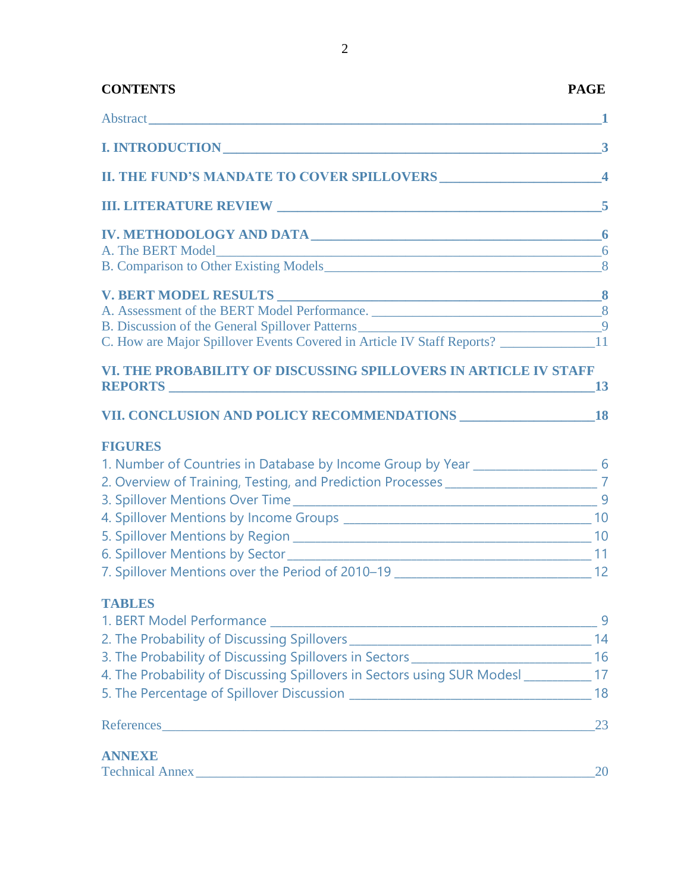**CONTENTS** **PAGE**

Abstract 1

**I. INTRODUCTION** 3

**II. THE FUND'S MANDATE TO COVER SPILLOVERS** 4

**III. LITERATURE REVIEW** 5

**IV. METHODOLOGY AND DATA** 6
A. The BERT Model 6
B. Comparison to Other Existing Models 8

**V. BERT MODEL RESULTS** 8
A. Assessment of the BERT Model Performance. 8
B. Discussion of the General Spillover Patterns 9
C. How are Major Spillover Events Covered in Article IV Staff Reports? 11

**VI. THE PROBABILITY OF DISCUSSING SPILLOVERS IN ARTICLE IV STAFF REPORTS** 13

**VII. CONCLUSION AND POLICY RECOMMENDATIONS** 18

**FIGURES**
1. Number of Countries in Database by Income Group by Year 6
2. Overview of Training, Testing, and Prediction Processes 7
3. Spillover Mentions Over Time 9
4. Spillover Mentions by Income Groups 10
5. Spillover Mentions by Region 10
6. Spillover Mentions by Sector 11
7. Spillover Mentions over the Period of 2010–19 12

**TABLES**
1. BERT Model Performance 9
2. The Probability of Discussing Spillovers 14
3. The Probability of Discussing Spillovers in Sectors 16
4. The Probability of Discussing Spillovers in Sectors using SUR Modesl 17
5. The Percentage of Spillover Discussion 18

References 23

**ANNEXE**
Technical Annex 20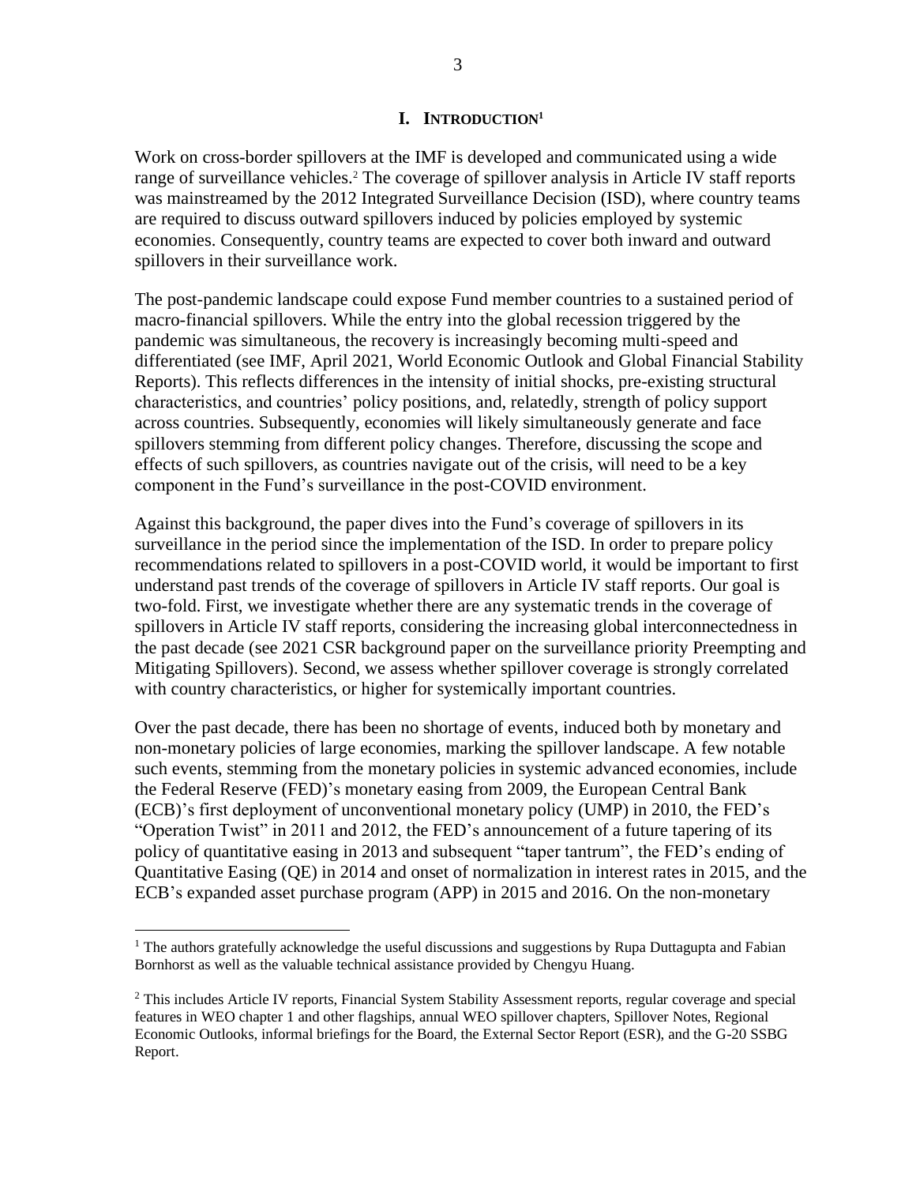## I. INTRODUCTION[1]

Work on cross-border spillovers at the IMF is developed and communicated using a wide range of surveillance vehicles.[2] The coverage of spillover analysis in Article IV staff reports was mainstreamed by the 2012 Integrated Surveillance Decision (ISD), where country teams are required to discuss outward spillovers induced by policies employed by systemic economies. Consequently, country teams are expected to cover both inward and outward spillovers in their surveillance work.

The post-pandemic landscape could expose Fund member countries to a sustained period of macro-financial spillovers. While the entry into the global recession triggered by the pandemic was simultaneous, the recovery is increasingly becoming multi-speed and differentiated (see IMF, April 2021, World Economic Outlook and Global Financial Stability Reports). This reflects differences in the intensity of initial shocks, pre-existing structural characteristics, and countries' policy positions, and, relatedly, strength of policy support across countries. Subsequently, economies will likely simultaneously generate and face spillovers stemming from different policy changes. Therefore, discussing the scope and effects of such spillovers, as countries navigate out of the crisis, will need to be a key component in the Fund's surveillance in the post-COVID environment.

Against this background, the paper dives into the Fund's coverage of spillovers in its surveillance in the period since the implementation of the ISD. In order to prepare policy recommendations related to spillovers in a post-COVID world, it would be important to first understand past trends of the coverage of spillovers in Article IV staff reports. Our goal is two-fold. First, we investigate whether there are any systematic trends in the coverage of spillovers in Article IV staff reports, considering the increasing global interconnectedness in the past decade (see 2021 CSR background paper on the surveillance priority Preempting and Mitigating Spillovers). Second, we assess whether spillover coverage is strongly correlated with country characteristics, or higher for systemically important countries.

Over the past decade, there has been no shortage of events, induced both by monetary and non-monetary policies of large economies, marking the spillover landscape. A few notable such events, stemming from the monetary policies in systemic advanced economies, include the Federal Reserve (FED)'s monetary easing from 2009, the European Central Bank (ECB)'s first deployment of unconventional monetary policy (UMP) in 2010, the FED's "Operation Twist" in 2011 and 2012, the FED's announcement of a future tapering of its policy of quantitative easing in 2013 and subsequent "taper tantrum", the FED's ending of Quantitative Easing (QE) in 2014 and onset of normalization in interest rates in 2015, and the ECB's expanded asset purchase program (APP) in 2015 and 2016. On the non-monetary

---

[1] The authors gratefully acknowledge the useful discussions and suggestions by Rupa Duttagupta and Fabian Bornhorst as well as the valuable technical assistance provided by Chengyu Huang.

[2] This includes Article IV reports, Financial System Stability Assessment reports, regular coverage and special features in WEO chapter 1 and other flagships, annual WEO spillover chapters, Spillover Notes, Regional Economic Outlooks, informal briefings for the Board, the External Sector Report (ESR), and the G-20 SSBG Report.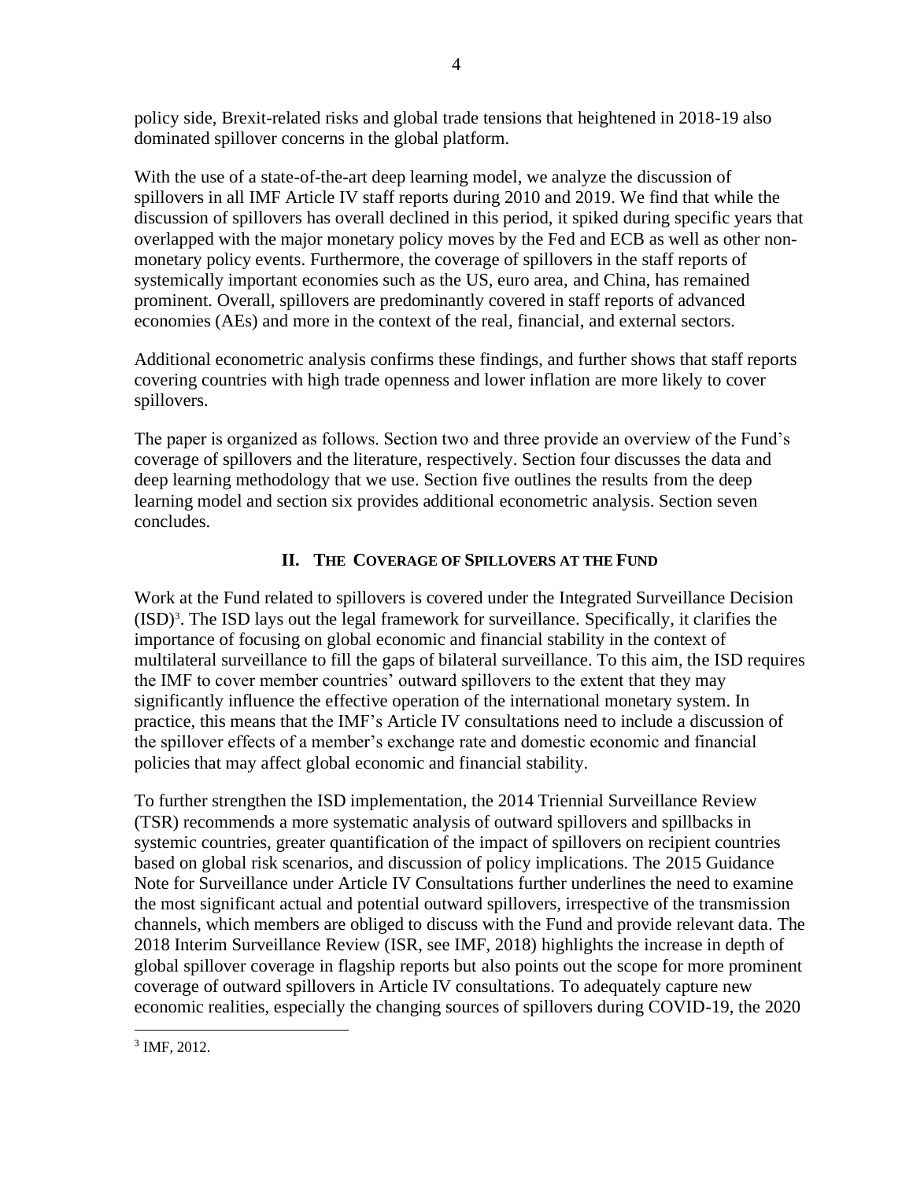policy side, Brexit-related risks and global trade tensions that heightened in 2018-19 also dominated spillover concerns in the global platform.

With the use of a state-of-the-art deep learning model, we analyze the discussion of spillovers in all IMF Article IV staff reports during 2010 and 2019. We find that while the discussion of spillovers has overall declined in this period, it spiked during specific years that overlapped with the major monetary policy moves by the Fed and ECB as well as other non-monetary policy events. Furthermore, the coverage of spillovers in the staff reports of systemically important economies such as the US, euro area, and China, has remained prominent. Overall, spillovers are predominantly covered in staff reports of advanced economies (AEs) and more in the context of the real, financial, and external sectors.

Additional econometric analysis confirms these findings, and further shows that staff reports covering countries with high trade openness and lower inflation are more likely to cover spillovers.

The paper is organized as follows. Section two and three provide an overview of the Fund's coverage of spillovers and the literature, respectively. Section four discusses the data and deep learning methodology that we use. Section five outlines the results from the deep learning model and section six provides additional econometric analysis. Section seven concludes.

## II. The Coverage of Spillovers at the Fund

Work at the Fund related to spillovers is covered under the Integrated Surveillance Decision (ISD)[3]. The ISD lays out the legal framework for surveillance. Specifically, it clarifies the importance of focusing on global economic and financial stability in the context of multilateral surveillance to fill the gaps of bilateral surveillance. To this aim, the ISD requires the IMF to cover member countries' outward spillovers to the extent that they may significantly influence the effective operation of the international monetary system. In practice, this means that the IMF's Article IV consultations need to include a discussion of the spillover effects of a member's exchange rate and domestic economic and financial policies that may affect global economic and financial stability.

To further strengthen the ISD implementation, the 2014 Triennial Surveillance Review (TSR) recommends a more systematic analysis of outward spillovers and spillbacks in systemic countries, greater quantification of the impact of spillovers on recipient countries based on global risk scenarios, and discussion of policy implications. The 2015 Guidance Note for Surveillance under Article IV Consultations further underlines the need to examine the most significant actual and potential outward spillovers, irrespective of the transmission channels, which members are obliged to discuss with the Fund and provide relevant data. The 2018 Interim Surveillance Review (ISR, see IMF, 2018) highlights the increase in depth of global spillover coverage in flagship reports but also points out the scope for more prominent coverage of outward spillovers in Article IV consultations. To adequately capture new economic realities, especially the changing sources of spillovers during COVID-19, the 2020

[3] IMF, 2012.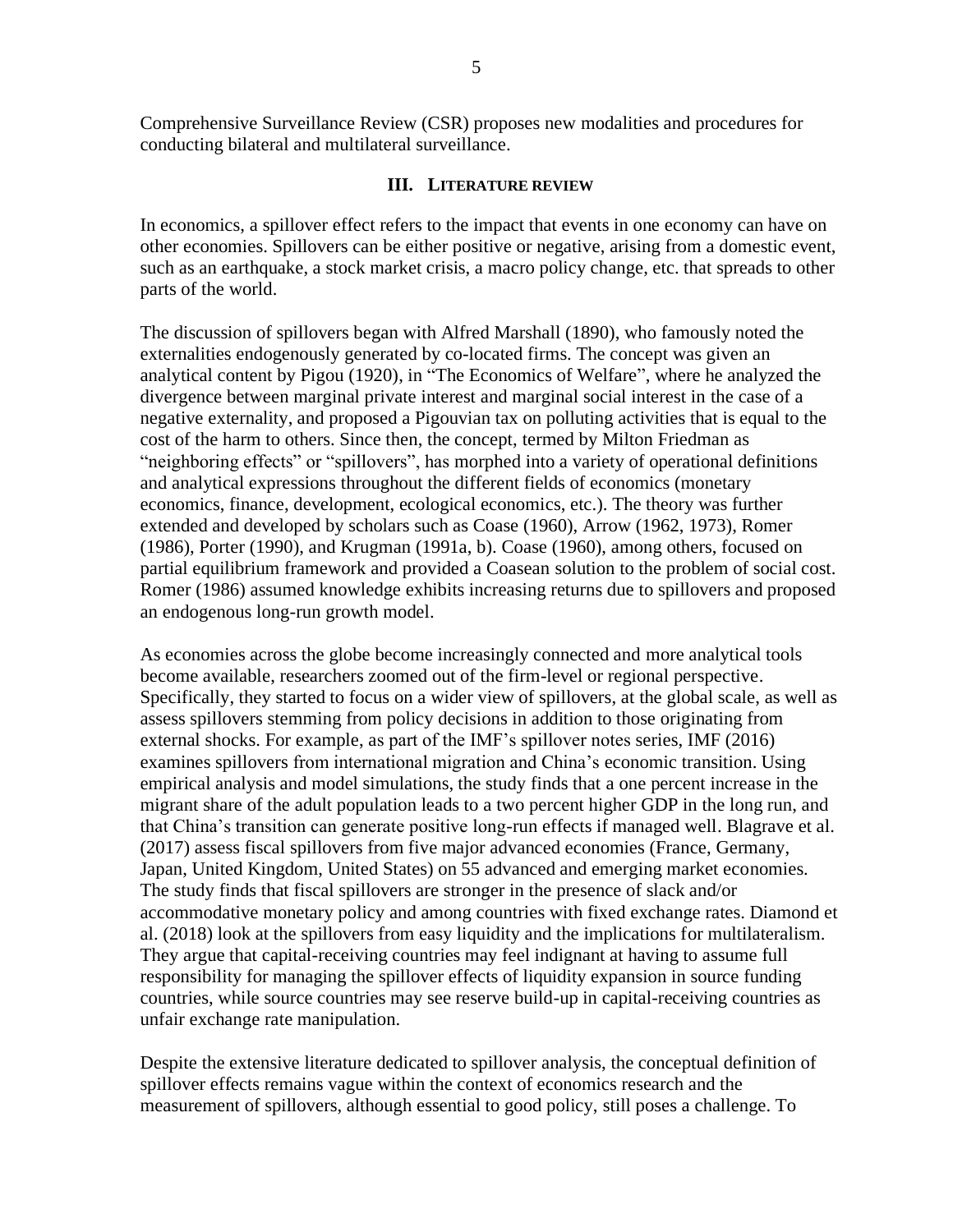Comprehensive Surveillance Review (CSR) proposes new modalities and procedures for conducting bilateral and multilateral surveillance.

## III. Literature review

In economics, a spillover effect refers to the impact that events in one economy can have on other economies. Spillovers can be either positive or negative, arising from a domestic event, such as an earthquake, a stock market crisis, a macro policy change, etc. that spreads to other parts of the world.

The discussion of spillovers began with Alfred Marshall (1890), who famously noted the externalities endogenously generated by co-located firms. The concept was given an analytical content by Pigou (1920), in "The Economics of Welfare", where he analyzed the divergence between marginal private interest and marginal social interest in the case of a negative externality, and proposed a Pigouvian tax on polluting activities that is equal to the cost of the harm to others. Since then, the concept, termed by Milton Friedman as "neighboring effects" or "spillovers", has morphed into a variety of operational definitions and analytical expressions throughout the different fields of economics (monetary economics, finance, development, ecological economics, etc.). The theory was further extended and developed by scholars such as Coase (1960), Arrow (1962, 1973), Romer (1986), Porter (1990), and Krugman (1991a, b). Coase (1960), among others, focused on partial equilibrium framework and provided a Coasean solution to the problem of social cost. Romer (1986) assumed knowledge exhibits increasing returns due to spillovers and proposed an endogenous long-run growth model.

As economies across the globe become increasingly connected and more analytical tools become available, researchers zoomed out of the firm-level or regional perspective. Specifically, they started to focus on a wider view of spillovers, at the global scale, as well as assess spillovers stemming from policy decisions in addition to those originating from external shocks. For example, as part of the IMF's spillover notes series, IMF (2016) examines spillovers from international migration and China's economic transition. Using empirical analysis and model simulations, the study finds that a one percent increase in the migrant share of the adult population leads to a two percent higher GDP in the long run, and that China's transition can generate positive long-run effects if managed well. Blagrave et al. (2017) assess fiscal spillovers from five major advanced economies (France, Germany, Japan, United Kingdom, United States) on 55 advanced and emerging market economies. The study finds that fiscal spillovers are stronger in the presence of slack and/or accommodative monetary policy and among countries with fixed exchange rates. Diamond et al. (2018) look at the spillovers from easy liquidity and the implications for multilateralism. They argue that capital-receiving countries may feel indignant at having to assume full responsibility for managing the spillover effects of liquidity expansion in source funding countries, while source countries may see reserve build-up in capital-receiving countries as unfair exchange rate manipulation.

Despite the extensive literature dedicated to spillover analysis, the conceptual definition of spillover effects remains vague within the context of economics research and the measurement of spillovers, although essential to good policy, still poses a challenge. To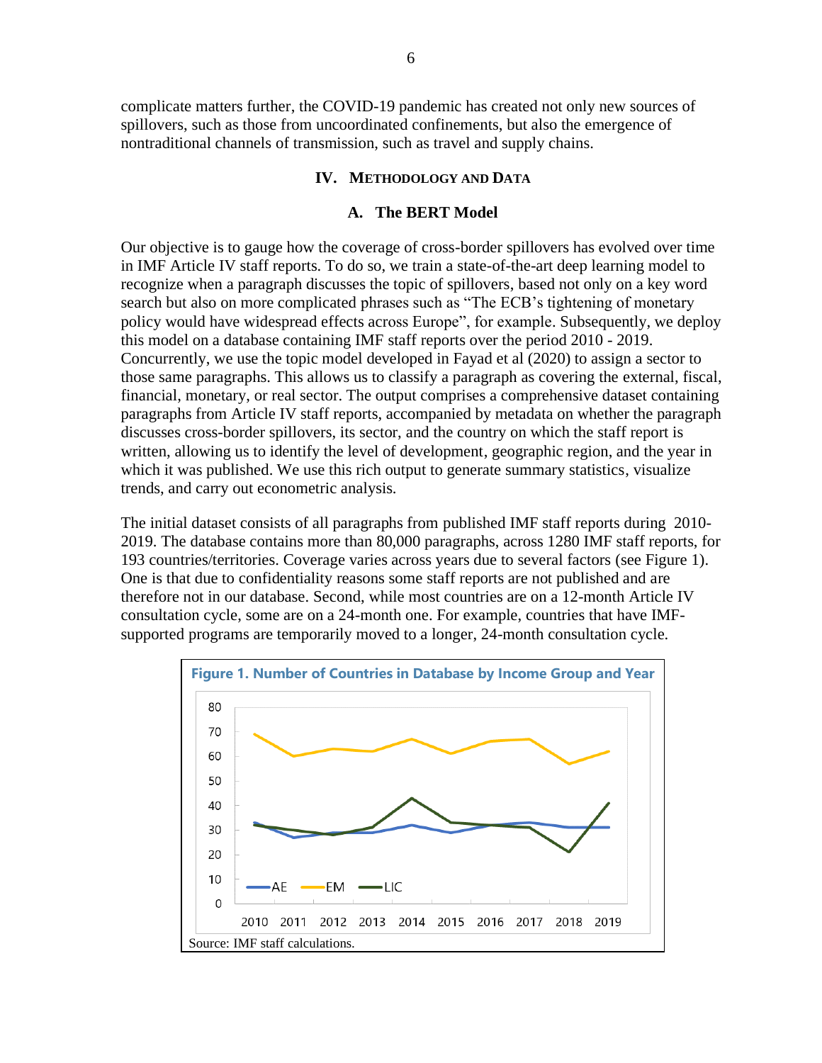complicate matters further, the COVID-19 pandemic has created not only new sources of spillovers, such as those from uncoordinated confinements, but also the emergence of nontraditional channels of transmission, such as travel and supply chains.

## IV. Methodology and Data

### A. The BERT Model

Our objective is to gauge how the coverage of cross-border spillovers has evolved over time in IMF Article IV staff reports. To do so, we train a state-of-the-art deep learning model to recognize when a paragraph discusses the topic of spillovers, based not only on a key word search but also on more complicated phrases such as "The ECB's tightening of monetary policy would have widespread effects across Europe", for example. Subsequently, we deploy this model on a database containing IMF staff reports over the period 2010 - 2019. Concurrently, we use the topic model developed in Fayad et al (2020) to assign a sector to those same paragraphs. This allows us to classify a paragraph as covering the external, fiscal, financial, monetary, or real sector. The output comprises a comprehensive dataset containing paragraphs from Article IV staff reports, accompanied by metadata on whether the paragraph discusses cross-border spillovers, its sector, and the country on which the staff report is written, allowing us to identify the level of development, geographic region, and the year in which it was published. We use this rich output to generate summary statistics, visualize trends, and carry out econometric analysis.

The initial dataset consists of all paragraphs from published IMF staff reports during 2010-2019. The database contains more than 80,000 paragraphs, across 1280 IMF staff reports, for 193 countries/territories. Coverage varies across years due to several factors (see Figure 1). One is that due to confidentiality reasons some staff reports are not published and are therefore not in our database. Second, while most countries are on a 12-month Article IV consultation cycle, some are on a 24-month one. For example, countries that have IMF-supported programs are temporarily moved to a longer, 24-month consultation cycle.

**Figure 1. Number of Countries in Database by Income Group and Year**

Source: IMF staff calculations.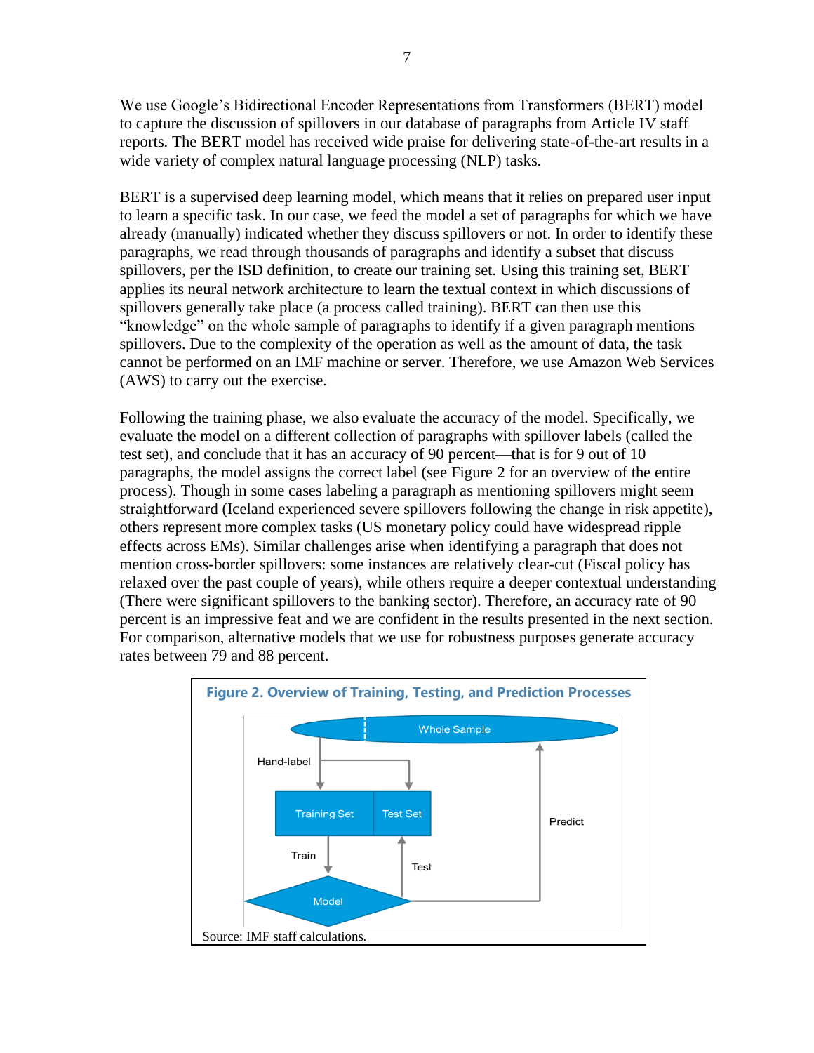We use Google's Bidirectional Encoder Representations from Transformers (BERT) model to capture the discussion of spillovers in our database of paragraphs from Article IV staff reports. The BERT model has received wide praise for delivering state-of-the-art results in a wide variety of complex natural language processing (NLP) tasks.

BERT is a supervised deep learning model, which means that it relies on prepared user input to learn a specific task. In our case, we feed the model a set of paragraphs for which we have already (manually) indicated whether they discuss spillovers or not. In order to identify these paragraphs, we read through thousands of paragraphs and identify a subset that discuss spillovers, per the ISD definition, to create our training set. Using this training set, BERT applies its neural network architecture to learn the textual context in which discussions of spillovers generally take place (a process called training). BERT can then use this "knowledge" on the whole sample of paragraphs to identify if a given paragraph mentions spillovers. Due to the complexity of the operation as well as the amount of data, the task cannot be performed on an IMF machine or server. Therefore, we use Amazon Web Services (AWS) to carry out the exercise.

Following the training phase, we also evaluate the accuracy of the model. Specifically, we evaluate the model on a different collection of paragraphs with spillover labels (called the test set), and conclude that it has an accuracy of 90 percent—that is for 9 out of 10 paragraphs, the model assigns the correct label (see Figure 2 for an overview of the entire process). Though in some cases labeling a paragraph as mentioning spillovers might seem straightforward (Iceland experienced severe spillovers following the change in risk appetite), others represent more complex tasks (US monetary policy could have widespread ripple effects across EMs). Similar challenges arise when identifying a paragraph that does not mention cross-border spillovers: some instances are relatively clear-cut (Fiscal policy has relaxed over the past couple of years), while others require a deeper contextual understanding (There were significant spillovers to the banking sector). Therefore, an accuracy rate of 90 percent is an impressive feat and we are confident in the results presented in the next section. For comparison, alternative models that we use for robustness purposes generate accuracy rates between 79 and 88 percent.

**Figure 2. Overview of Training, Testing, and Prediction Processes**

Whole Sample

Hand-label

Training Set | Test Set

Train

Test

Predict

Model

Source: IMF staff calculations.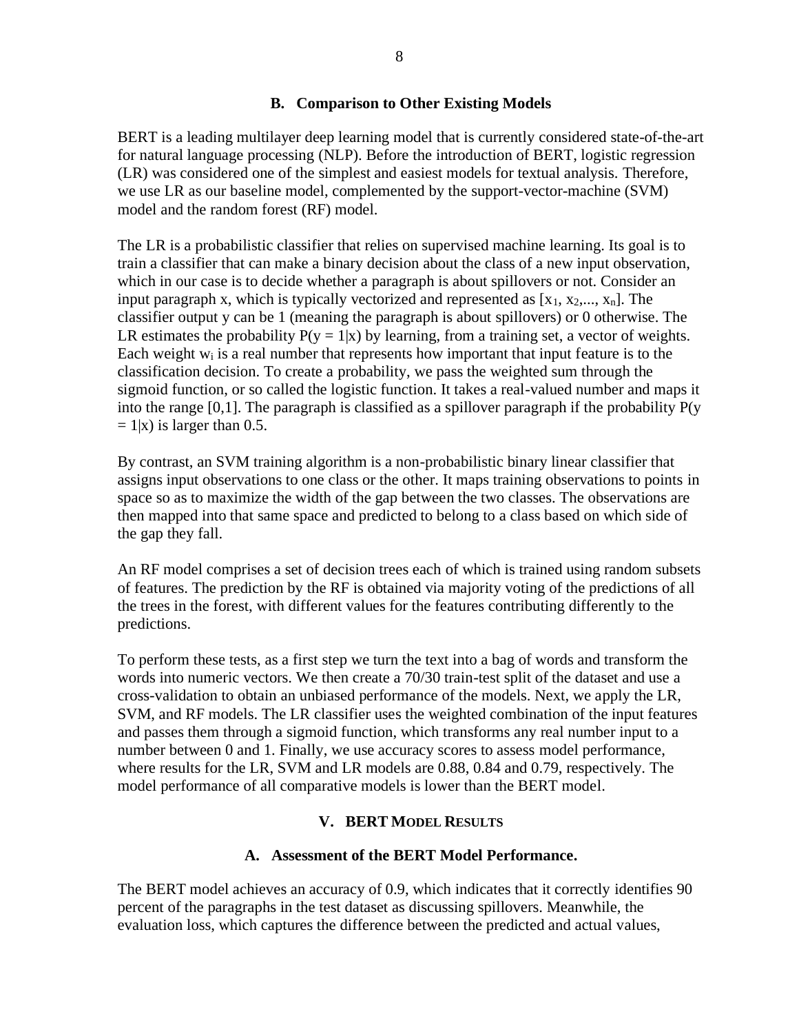### B. Comparison to Other Existing Models

BERT is a leading multilayer deep learning model that is currently considered state-of-the-art for natural language processing (NLP). Before the introduction of BERT, logistic regression (LR) was considered one of the simplest and easiest models for textual analysis. Therefore, we use LR as our baseline model, complemented by the support-vector-machine (SVM) model and the random forest (RF) model.

The LR is a probabilistic classifier that relies on supervised machine learning. Its goal is to train a classifier that can make a binary decision about the class of a new input observation, which in our case is to decide whether a paragraph is about spillovers or not. Consider an input paragraph x, which is typically vectorized and represented as $[x_1, x_2, ..., x_n]$. The classifier output y can be 1 (meaning the paragraph is about spillovers) or 0 otherwise. The LR estimates the probability $P(y = 1|x)$ by learning, from a training set, a vector of weights. Each weight $w_i$ is a real number that represents how important that input feature is to the classification decision. To create a probability, we pass the weighted sum through the sigmoid function, or so called the logistic function. It takes a real-valued number and maps it into the range [0,1]. The paragraph is classified as a spillover paragraph if the probability $P(y = 1|x)$ is larger than 0.5.

By contrast, an SVM training algorithm is a non-probabilistic binary linear classifier that assigns input observations to one class or the other. It maps training observations to points in space so as to maximize the width of the gap between the two classes. The observations are then mapped into that same space and predicted to belong to a class based on which side of the gap they fall.

An RF model comprises a set of decision trees each of which is trained using random subsets of features. The prediction by the RF is obtained via majority voting of the predictions of all the trees in the forest, with different values for the features contributing differently to the predictions.

To perform these tests, as a first step we turn the text into a bag of words and transform the words into numeric vectors. We then create a 70/30 train-test split of the dataset and use a cross-validation to obtain an unbiased performance of the models. Next, we apply the LR, SVM, and RF models. The LR classifier uses the weighted combination of the input features and passes them through a sigmoid function, which transforms any real number input to a number between 0 and 1. Finally, we use accuracy scores to assess model performance, where results for the LR, SVM and LR models are 0.88, 0.84 and 0.79, respectively. The model performance of all comparative models is lower than the BERT model.

## V. BERT Model Results

### A. Assessment of the BERT Model Performance.

The BERT model achieves an accuracy of 0.9, which indicates that it correctly identifies 90 percent of the paragraphs in the test dataset as discussing spillovers. Meanwhile, the evaluation loss, which captures the difference between the predicted and actual values,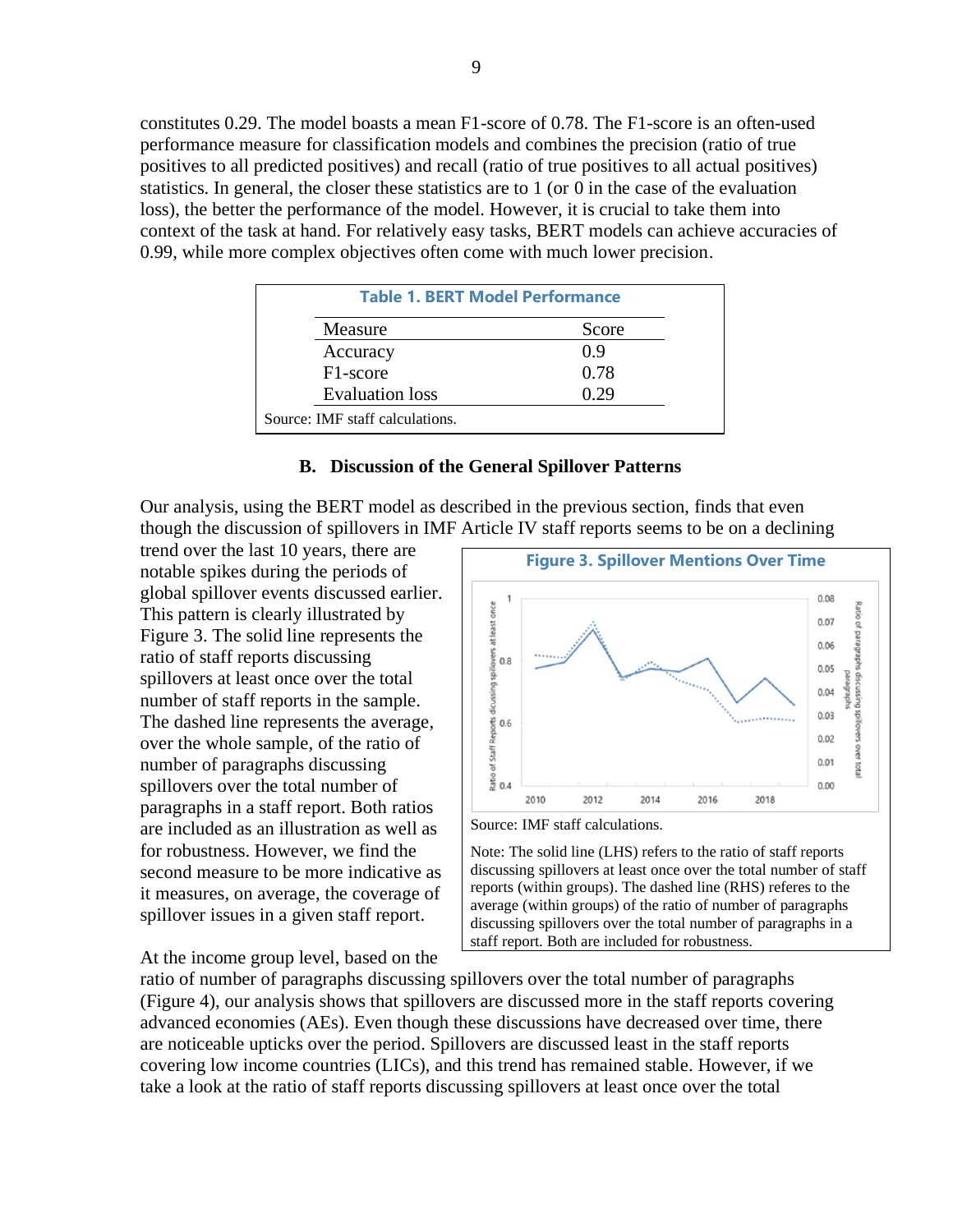constitutes 0.29. The model boasts a mean F1-score of 0.78. The F1-score is an often-used performance measure for classification models and combines the precision (ratio of true positives to all predicted positives) and recall (ratio of true positives to all actual positives) statistics. In general, the closer these statistics are to 1 (or 0 in the case of the evaluation loss), the better the performance of the model. However, it is crucial to take them into context of the task at hand. For relatively easy tasks, BERT models can achieve accuracies of 0.99, while more complex objectives often come with much lower precision.

**Table 1. BERT Model Performance**

| Measure | Score |
|---|---|
| Accuracy | 0.9 |
| F1-score | 0.78 |
| Evaluation loss | 0.29 |

Source: IMF staff calculations.

### B. Discussion of the General Spillover Patterns

Our analysis, using the BERT model as described in the previous section, finds that even though the discussion of spillovers in IMF Article IV staff reports seems to be on a declining trend over the last 10 years, there are notable spikes during the periods of global spillover events discussed earlier. This pattern is clearly illustrated by Figure 3. The solid line represents the ratio of staff reports discussing spillovers at least once over the total number of staff reports in the sample. The dashed line represents the average, over the whole sample, of the ratio of number of paragraphs discussing spillovers over the total number of paragraphs in a staff report. Both ratios are included as an illustration as well as for robustness. However, we find the second measure to be more indicative as it measures, on average, the coverage of spillover issues in a given staff report.

**Figure 3. Spillover Mentions Over Time**

Source: IMF staff calculations.

Note: The solid line (LHS) refers to the ratio of staff reports discussing spillovers at least once over the total number of staff reports (within groups). The dashed line (RHS) referes to the average (within groups) of the ratio of number of paragraphs discussing spillovers over the total number of paragraphs in a staff report. Both are included for robustness.

At the income group level, based on the ratio of number of paragraphs discussing spillovers over the total number of paragraphs (Figure 4), our analysis shows that spillovers are discussed more in the staff reports covering advanced economies (AEs). Even though these discussions have decreased over time, there are noticeable upticks over the period. Spillovers are discussed least in the staff reports covering low income countries (LICs), and this trend has remained stable. However, if we take a look at the ratio of staff reports discussing spillovers at least once over the total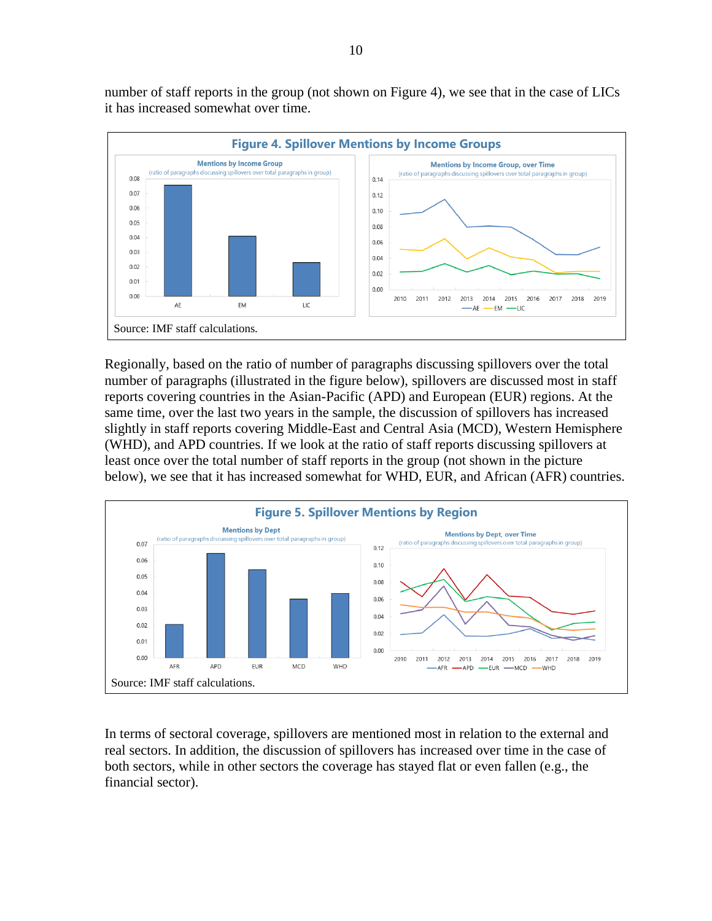number of staff reports in the group (not shown on Figure 4), we see that in the case of LICs it has increased somewhat over time.

**Figure 4. Spillover Mentions by Income Groups**

Source: IMF staff calculations.

Regionally, based on the ratio of number of paragraphs discussing spillovers over the total number of paragraphs (illustrated in the figure below), spillovers are discussed most in staff reports covering countries in the Asian-Pacific (APD) and European (EUR) regions. At the same time, over the last two years in the sample, the discussion of spillovers has increased slightly in staff reports covering Middle-East and Central Asia (MCD), Western Hemisphere (WHD), and APD countries. If we look at the ratio of staff reports discussing spillovers at least once over the total number of staff reports in the group (not shown in the picture below), we see that it has increased somewhat for WHD, EUR, and African (AFR) countries.

**Figure 5. Spillover Mentions by Region**

Source: IMF staff calculations.

In terms of sectoral coverage, spillovers are mentioned most in relation to the external and real sectors. In addition, the discussion of spillovers has increased over time in the case of both sectors, while in other sectors the coverage has stayed flat or even fallen (e.g., the financial sector).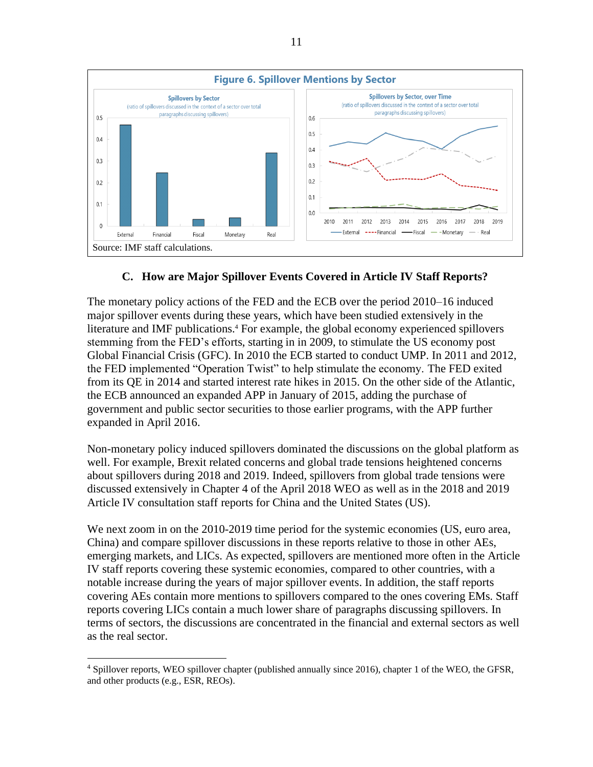**Figure 6. Spillover Mentions by Sector**

Spillovers by Sector
(ratio of spillovers discussed in the context of a sector over total paragraphs discussing spillovers)

Spillovers by Sector, over Time
(ratio of spillovers discussed in the context of a sector over total paragraphs discussing spillovers)

Source: IMF staff calculations.

### C. How are Major Spillover Events Covered in Article IV Staff Reports?

The monetary policy actions of the FED and the ECB over the period 2010–16 induced major spillover events during these years, which have been studied extensively in the literature and IMF publications.[4] For example, the global economy experienced spillovers stemming from the FED's efforts, starting in in 2009, to stimulate the US economy post Global Financial Crisis (GFC). In 2010 the ECB started to conduct UMP. In 2011 and 2012, the FED implemented "Operation Twist" to help stimulate the economy. The FED exited from its QE in 2014 and started interest rate hikes in 2015. On the other side of the Atlantic, the ECB announced an expanded APP in January of 2015, adding the purchase of government and public sector securities to those earlier programs, with the APP further expanded in April 2016.

Non-monetary policy induced spillovers dominated the discussions on the global platform as well. For example, Brexit related concerns and global trade tensions heightened concerns about spillovers during 2018 and 2019. Indeed, spillovers from global trade tensions were discussed extensively in Chapter 4 of the April 2018 WEO as well as in the 2018 and 2019 Article IV consultation staff reports for China and the United States (US).

We next zoom in on the 2010-2019 time period for the systemic economies (US, euro area, China) and compare spillover discussions in these reports relative to those in other AEs, emerging markets, and LICs. As expected, spillovers are mentioned more often in the Article IV staff reports covering these systemic economies, compared to other countries, with a notable increase during the years of major spillover events. In addition, the staff reports covering AEs contain more mentions to spillovers compared to the ones covering EMs. Staff reports covering LICs contain a much lower share of paragraphs discussing spillovers. In terms of sectors, the discussions are concentrated in the financial and external sectors as well as the real sector.

[4] Spillover reports, WEO spillover chapter (published annually since 2016), chapter 1 of the WEO, the GFSR, and other products (e.g., ESR, REOs).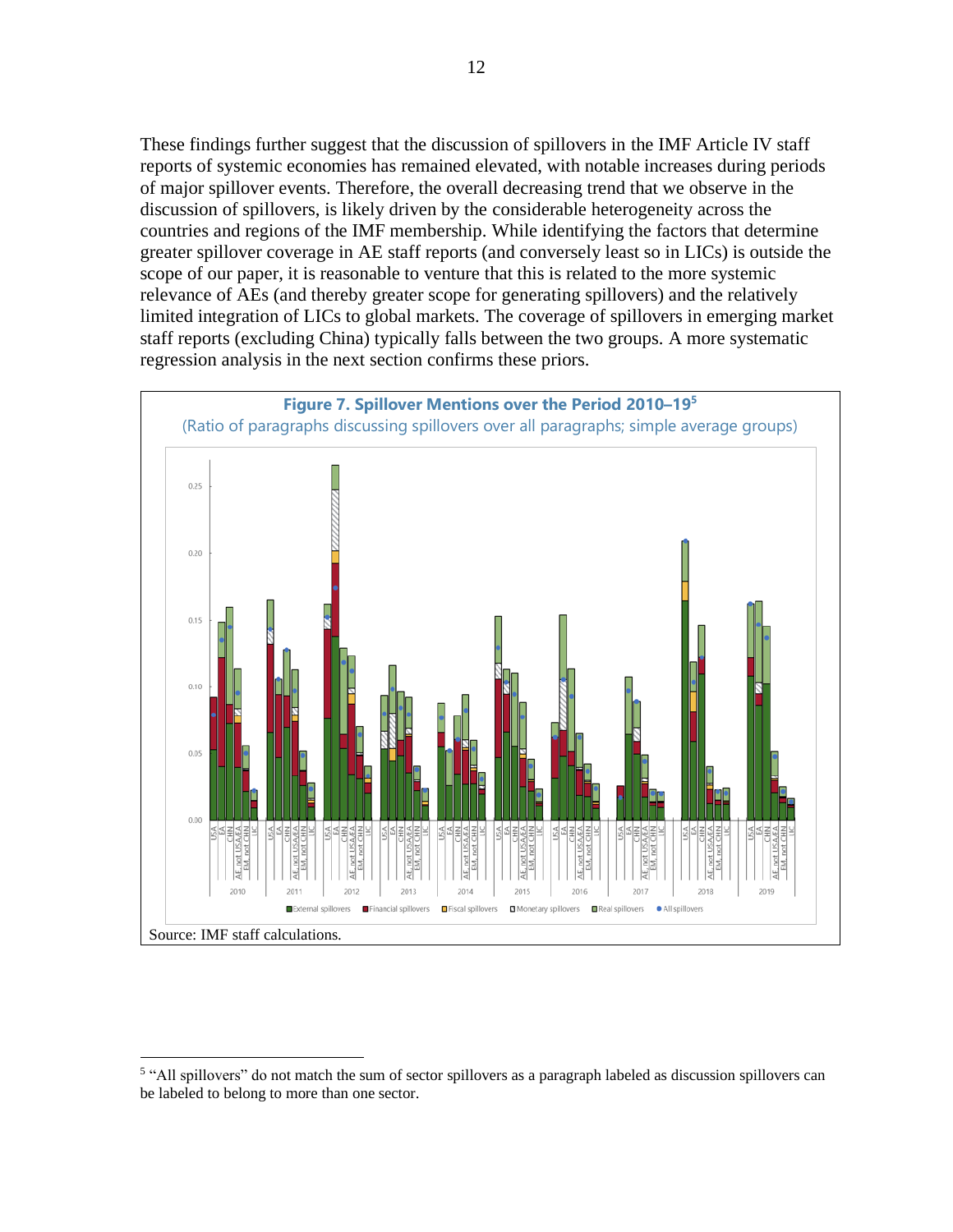These findings further suggest that the discussion of spillovers in the IMF Article IV staff reports of systemic economies has remained elevated, with notable increases during periods of major spillover events. Therefore, the overall decreasing trend that we observe in the discussion of spillovers, is likely driven by the considerable heterogeneity across the countries and regions of the IMF membership. While identifying the factors that determine greater spillover coverage in AE staff reports (and conversely least so in LICs) is outside the scope of our paper, it is reasonable to venture that this is related to the more systemic relevance of AEs (and thereby greater scope for generating spillovers) and the relatively limited integration of LICs to global markets. The coverage of spillovers in emerging market staff reports (excluding China) typically falls between the two groups. A more systematic regression analysis in the next section confirms these priors.

**Figure 7. Spillover Mentions over the Period 2010–19[5]**

(Ratio of paragraphs discussing spillovers over all paragraphs; simple average groups)

Source: IMF staff calculations.

[5] "All spillovers" do not match the sum of sector spillovers as a paragraph labeled as discussion spillovers can be labeled to belong to more than one sector.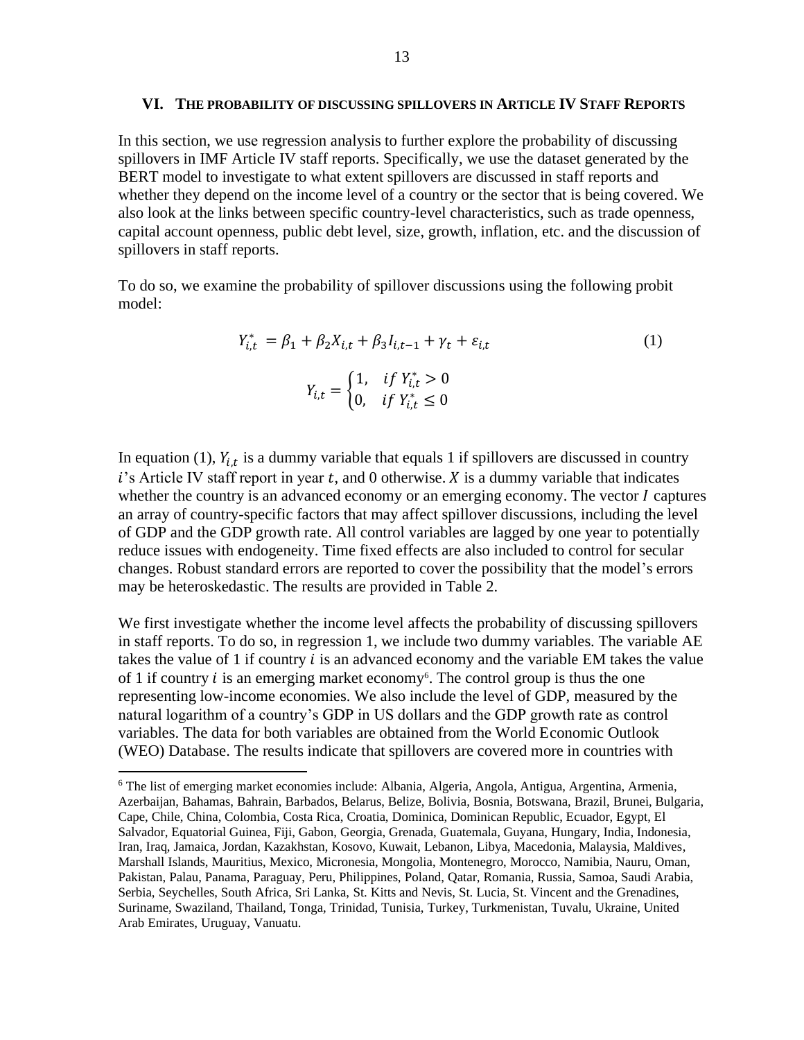## VI. The probability of discussing spillovers in Article IV Staff Reports

In this section, we use regression analysis to further explore the probability of discussing spillovers in IMF Article IV staff reports. Specifically, we use the dataset generated by the BERT model to investigate to what extent spillovers are discussed in staff reports and whether they depend on the income level of a country or the sector that is being covered. We also look at the links between specific country-level characteristics, such as trade openness, capital account openness, public debt level, size, growth, inflation, etc. and the discussion of spillovers in staff reports.

To do so, we examine the probability of spillover discussions using the following probit model:

$$Y_{i,t}^{*} = \beta_1 + \beta_2 X_{i,t} + \beta_3 I_{i,t-1} + \gamma_t + \varepsilon_{i,t} \tag{1}$$

$$Y_{i,t} = \begin{cases} 1, & if\ Y_{i,t}^{*} > 0 \\ 0, & if\ Y_{i,t}^{*} \leq 0 \end{cases}$$

In equation (1), $Y_{i,t}$ is a dummy variable that equals 1 if spillovers are discussed in country $i$'s Article IV staff report in year $t$, and 0 otherwise. $X$ is a dummy variable that indicates whether the country is an advanced economy or an emerging economy. The vector $I$ captures an array of country-specific factors that may affect spillover discussions, including the level of GDP and the GDP growth rate. All control variables are lagged by one year to potentially reduce issues with endogeneity. Time fixed effects are also included to control for secular changes. Robust standard errors are reported to cover the possibility that the model's errors may be heteroskedastic. The results are provided in Table 2.

We first investigate whether the income level affects the probability of discussing spillovers in staff reports. To do so, in regression 1, we include two dummy variables. The variable AE takes the value of 1 if country $i$ is an advanced economy and the variable EM takes the value of 1 if country $i$ is an emerging market economy[6]. The control group is thus the one representing low-income economies. We also include the level of GDP, measured by the natural logarithm of a country's GDP in US dollars and the GDP growth rate as control variables. The data for both variables are obtained from the World Economic Outlook (WEO) Database. The results indicate that spillovers are covered more in countries with

[6] The list of emerging market economies include: Albania, Algeria, Angola, Antigua, Argentina, Armenia, Azerbaijan, Bahamas, Bahrain, Barbados, Belarus, Belize, Bolivia, Bosnia, Botswana, Brazil, Brunei, Bulgaria, Cape, Chile, China, Colombia, Costa Rica, Croatia, Dominica, Dominican Republic, Ecuador, Egypt, El Salvador, Equatorial Guinea, Fiji, Gabon, Georgia, Grenada, Guatemala, Guyana, Hungary, India, Indonesia, Iran, Iraq, Jamaica, Jordan, Kazakhstan, Kosovo, Kuwait, Lebanon, Libya, Macedonia, Malaysia, Maldives, Marshall Islands, Mauritius, Mexico, Micronesia, Mongolia, Montenegro, Morocco, Namibia, Nauru, Oman, Pakistan, Palau, Panama, Paraguay, Peru, Philippines, Poland, Qatar, Romania, Russia, Samoa, Saudi Arabia, Serbia, Seychelles, South Africa, Sri Lanka, St. Kitts and Nevis, St. Lucia, St. Vincent and the Grenadines, Suriname, Swaziland, Thailand, Tonga, Trinidad, Tunisia, Turkey, Turkmenistan, Tuvalu, Ukraine, United Arab Emirates, Uruguay, Vanuatu.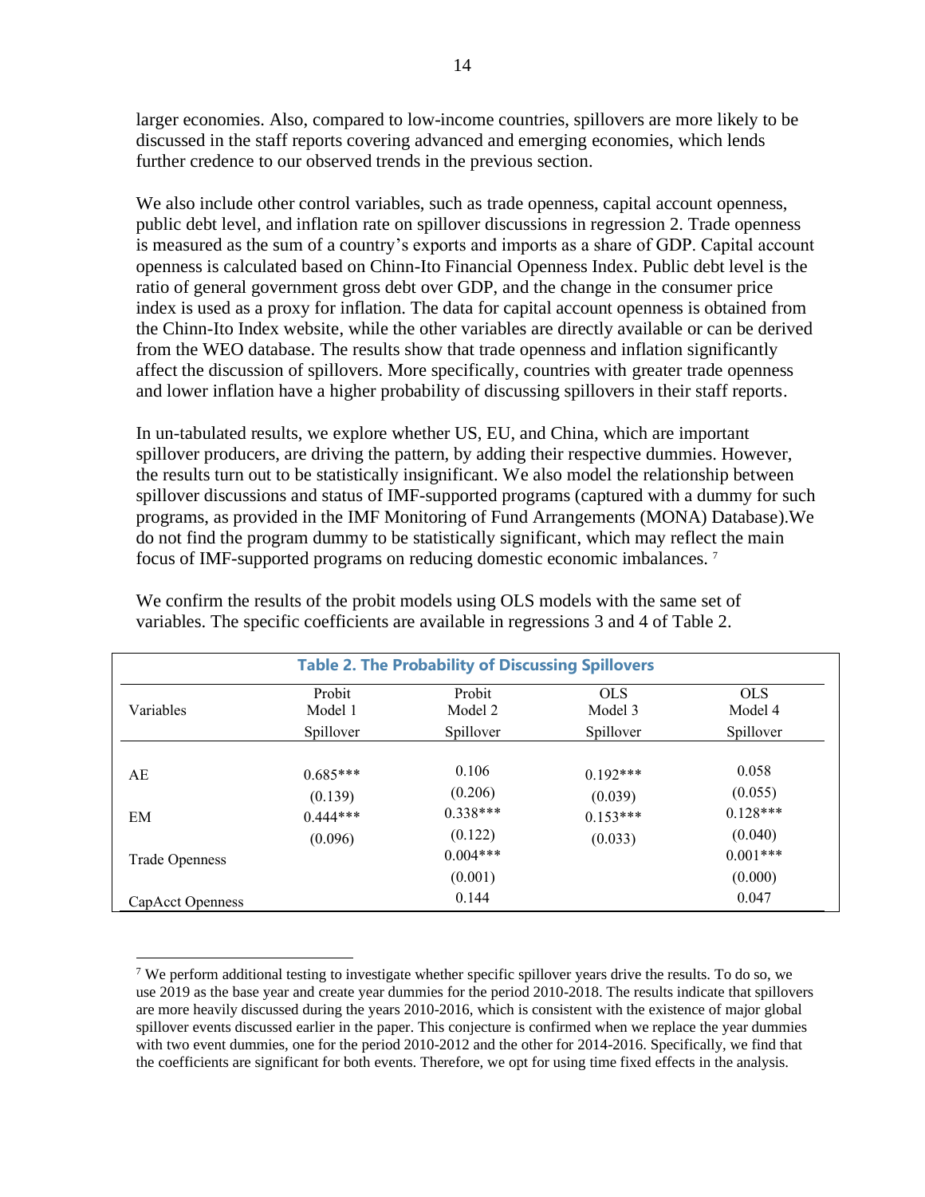larger economies. Also, compared to low-income countries, spillovers are more likely to be discussed in the staff reports covering advanced and emerging economies, which lends further credence to our observed trends in the previous section.

We also include other control variables, such as trade openness, capital account openness, public debt level, and inflation rate on spillover discussions in regression 2. Trade openness is measured as the sum of a country's exports and imports as a share of GDP. Capital account openness is calculated based on Chinn-Ito Financial Openness Index. Public debt level is the ratio of general government gross debt over GDP, and the change in the consumer price index is used as a proxy for inflation. The data for capital account openness is obtained from the Chinn-Ito Index website, while the other variables are directly available or can be derived from the WEO database. The results show that trade openness and inflation significantly affect the discussion of spillovers. More specifically, countries with greater trade openness and lower inflation have a higher probability of discussing spillovers in their staff reports.

In un-tabulated results, we explore whether US, EU, and China, which are important spillover producers, are driving the pattern, by adding their respective dummies. However, the results turn out to be statistically insignificant. We also model the relationship between spillover discussions and status of IMF-supported programs (captured with a dummy for such programs, as provided in the IMF Monitoring of Fund Arrangements (MONA) Database).We do not find the program dummy to be statistically significant, which may reflect the main focus of IMF-supported programs on reducing domestic economic imbalances. [7]

We confirm the results of the probit models using OLS models with the same set of variables. The specific coefficients are available in regressions 3 and 4 of Table 2.

**Table 2. The Probability of Discussing Spillovers**

| Variables | Probit Model 1 Spillover | Probit Model 2 Spillover | OLS Model 3 Spillover | OLS Model 4 Spillover |
|---|---|---|---|---|
| AE | 0.685*** | 0.106 | 0.192*** | 0.058 |
| | (0.139) | (0.206) | (0.039) | (0.055) |
| EM | 0.444*** | 0.338*** | 0.153*** | 0.128*** |
| | (0.096) | (0.122) | (0.033) | (0.040) |
| Trade Openness | | 0.004*** | | 0.001*** |
| | | (0.001) | | (0.000) |
| CapAcct Openness | | 0.144 | | 0.047 |

[7] We perform additional testing to investigate whether specific spillover years drive the results. To do so, we use 2019 as the base year and create year dummies for the period 2010-2018. The results indicate that spillovers are more heavily discussed during the years 2010-2016, which is consistent with the existence of major global spillover events discussed earlier in the paper. This conjecture is confirmed when we replace the year dummies with two event dummies, one for the period 2010-2012 and the other for 2014-2016. Specifically, we find that the coefficients are significant for both events. Therefore, we opt for using time fixed effects in the analysis.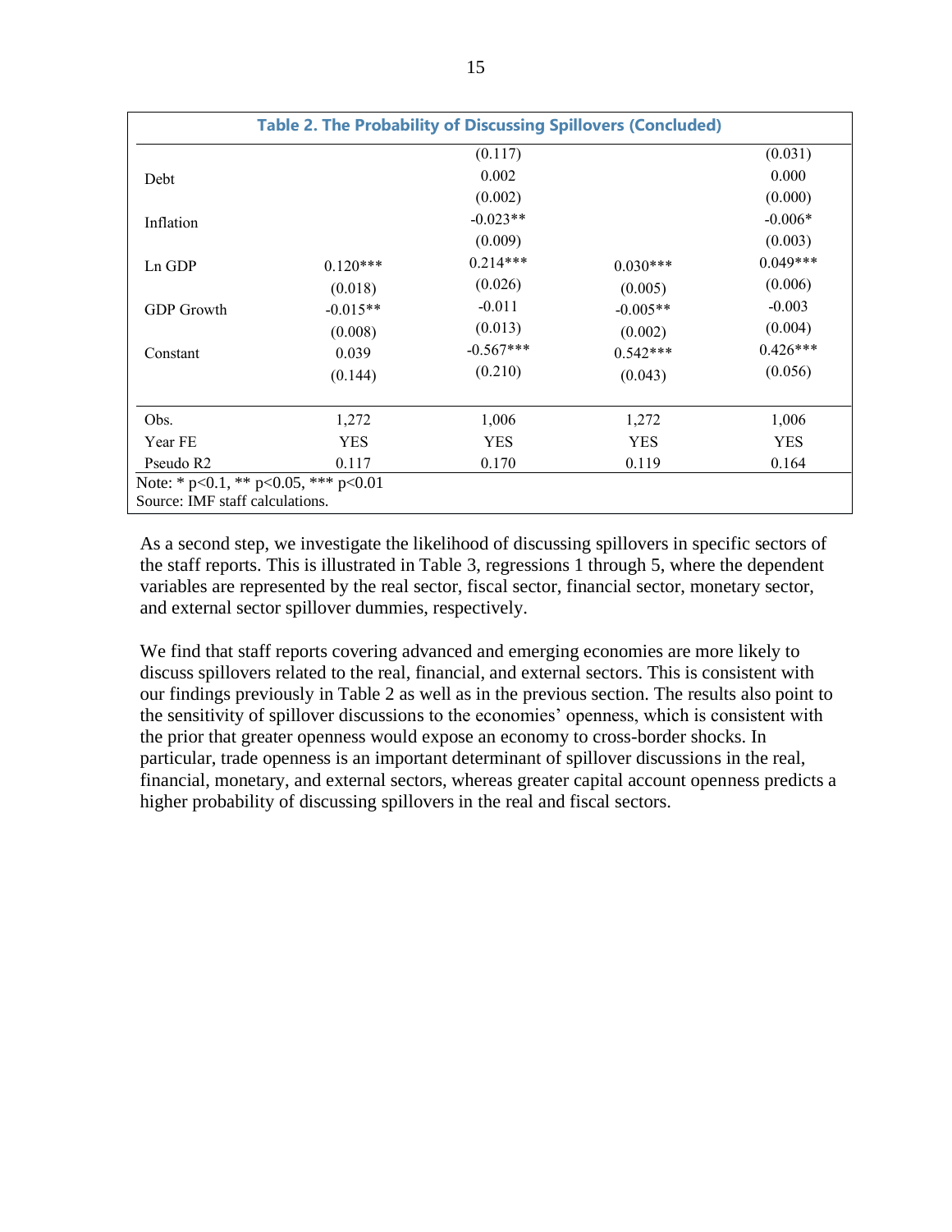**Table 2. The Probability of Discussing Spillovers (Concluded)**

| | | | | |
|---|---|---|---|---|
| | | (0.117) | | (0.031) |
| Debt | | 0.002 | | 0.000 |
| | | (0.002) | | (0.000) |
| Inflation | | -0.023** | | -0.006* |
| | | (0.009) | | (0.003) |
| Ln GDP | 0.120*** | 0.214*** | 0.030*** | 0.049*** |
| | (0.018) | (0.026) | (0.005) | (0.006) |
| GDP Growth | -0.015** | -0.011 | -0.005** | -0.003 |
| | (0.008) | (0.013) | (0.002) | (0.004) |
| Constant | 0.039 | -0.567*** | 0.542*** | 0.426*** |
| | (0.144) | (0.210) | (0.043) | (0.056) |
| Obs. | 1,272 | 1,006 | 1,272 | 1,006 |
| Year FE | YES | YES | YES | YES |
| Pseudo R2 | 0.117 | 0.170 | 0.119 | 0.164 |

Note: * p<0.1, ** p<0.05, *** p<0.01
Source: IMF staff calculations.

As a second step, we investigate the likelihood of discussing spillovers in specific sectors of the staff reports. This is illustrated in Table 3, regressions 1 through 5, where the dependent variables are represented by the real sector, fiscal sector, financial sector, monetary sector, and external sector spillover dummies, respectively.

We find that staff reports covering advanced and emerging economies are more likely to discuss spillovers related to the real, financial, and external sectors. This is consistent with our findings previously in Table 2 as well as in the previous section. The results also point to the sensitivity of spillover discussions to the economies' openness, which is consistent with the prior that greater openness would expose an economy to cross-border shocks. In particular, trade openness is an important determinant of spillover discussions in the real, financial, monetary, and external sectors, whereas greater capital account openness predicts a higher probability of discussing spillovers in the real and fiscal sectors.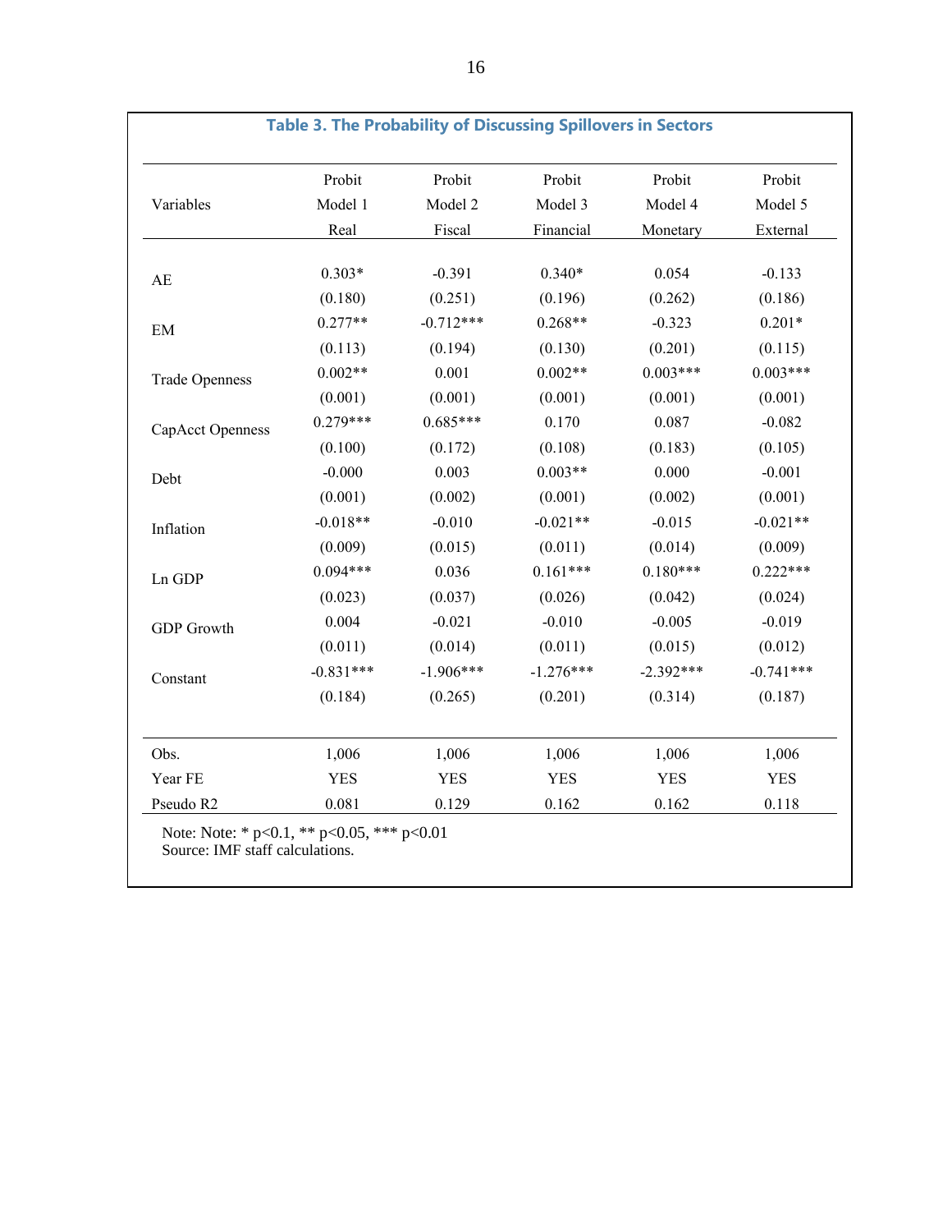**Table 3. The Probability of Discussing Spillovers in Sectors**

| Variables | Probit Model 1 Real | Probit Model 2 Fiscal | Probit Model 3 Financial | Probit Model 4 Monetary | Probit Model 5 External |
|---|---|---|---|---|---|
| AE | 0.303* | -0.391 | 0.340* | 0.054 | -0.133 |
| | (0.180) | (0.251) | (0.196) | (0.262) | (0.186) |
| EM | 0.277** | -0.712*** | 0.268** | -0.323 | 0.201* |
| | (0.113) | (0.194) | (0.130) | (0.201) | (0.115) |
| Trade Openness | 0.002** | 0.001 | 0.002** | 0.003*** | 0.003*** |
| | (0.001) | (0.001) | (0.001) | (0.001) | (0.001) |
| CapAcct Openness | 0.279*** | 0.685*** | 0.170 | 0.087 | -0.082 |
| | (0.100) | (0.172) | (0.108) | (0.183) | (0.105) |
| Debt | -0.000 | 0.003 | 0.003** | 0.000 | -0.001 |
| | (0.001) | (0.002) | (0.001) | (0.002) | (0.001) |
| Inflation | -0.018** | -0.010 | -0.021** | -0.015 | -0.021** |
| | (0.009) | (0.015) | (0.011) | (0.014) | (0.009) |
| Ln GDP | 0.094*** | 0.036 | 0.161*** | 0.180*** | 0.222*** |
| | (0.023) | (0.037) | (0.026) | (0.042) | (0.024) |
| GDP Growth | 0.004 | -0.021 | -0.010 | -0.005 | -0.019 |
| | (0.011) | (0.014) | (0.011) | (0.015) | (0.012) |
| Constant | -0.831*** | -1.906*** | -1.276*** | -2.392*** | -0.741*** |
| | (0.184) | (0.265) | (0.201) | (0.314) | (0.187) |
| Obs. | 1,006 | 1,006 | 1,006 | 1,006 | 1,006 |
| Year FE | YES | YES | YES | YES | YES |
| Pseudo R2 | 0.081 | 0.129 | 0.162 | 0.162 | 0.118 |

Note: Note: * p<0.1, ** p<0.05, *** p<0.01
Source: IMF staff calculations.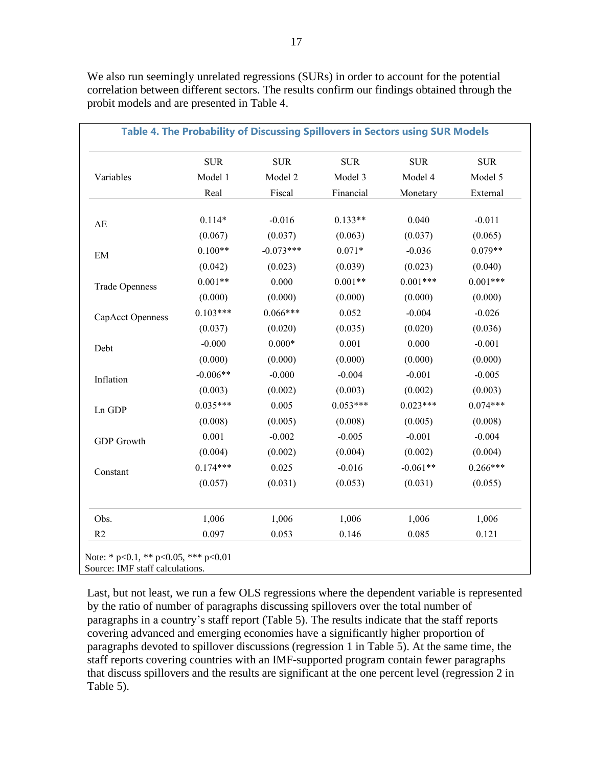We also run seemingly unrelated regressions (SURs) in order to account for the potential correlation between different sectors. The results confirm our findings obtained through the probit models and are presented in Table 4.

**Table 4. The Probability of Discussing Spillovers in Sectors using SUR Models**

| Variables | SUR Model 1 Real | SUR Model 2 Fiscal | SUR Model 3 Financial | SUR Model 4 Monetary | SUR Model 5 External |
|---|---|---|---|---|---|
| AE | 0.114* | -0.016 | 0.133** | 0.040 | -0.011 |
| | (0.067) | (0.037) | (0.063) | (0.037) | (0.065) |
| EM | 0.100** | -0.073*** | 0.071* | -0.036 | 0.079** |
| | (0.042) | (0.023) | (0.039) | (0.023) | (0.040) |
| Trade Openness | 0.001** | 0.000 | 0.001** | 0.001*** | 0.001*** |
| | (0.000) | (0.000) | (0.000) | (0.000) | (0.000) |
| CapAcct Openness | 0.103*** | 0.066*** | 0.052 | -0.004 | -0.026 |
| | (0.037) | (0.020) | (0.035) | (0.020) | (0.036) |
| Debt | -0.000 | 0.000* | 0.001 | 0.000 | -0.001 |
| | (0.000) | (0.000) | (0.000) | (0.000) | (0.000) |
| Inflation | -0.006** | -0.000 | -0.004 | -0.001 | -0.005 |
| | (0.003) | (0.002) | (0.003) | (0.002) | (0.003) |
| Ln GDP | 0.035*** | 0.005 | 0.053*** | 0.023*** | 0.074*** |
| | (0.008) | (0.005) | (0.008) | (0.005) | (0.008) |
| GDP Growth | 0.001 | -0.002 | -0.005 | -0.001 | -0.004 |
| | (0.004) | (0.002) | (0.004) | (0.002) | (0.004) |
| Constant | 0.174*** | 0.025 | -0.016 | -0.061** | 0.266*** |
| | (0.057) | (0.031) | (0.053) | (0.031) | (0.055) |
| Obs. | 1,006 | 1,006 | 1,006 | 1,006 | 1,006 |
| R2 | 0.097 | 0.053 | 0.146 | 0.085 | 0.121 |

Note: * p<0.1, ** p<0.05, *** p<0.01
Source: IMF staff calculations.

Last, but not least, we run a few OLS regressions where the dependent variable is represented by the ratio of number of paragraphs discussing spillovers over the total number of paragraphs in a country's staff report (Table 5). The results indicate that the staff reports covering advanced and emerging economies have a significantly higher proportion of paragraphs devoted to spillover discussions (regression 1 in Table 5). At the same time, the staff reports covering countries with an IMF-supported program contain fewer paragraphs that discuss spillovers and the results are significant at the one percent level (regression 2 in Table 5).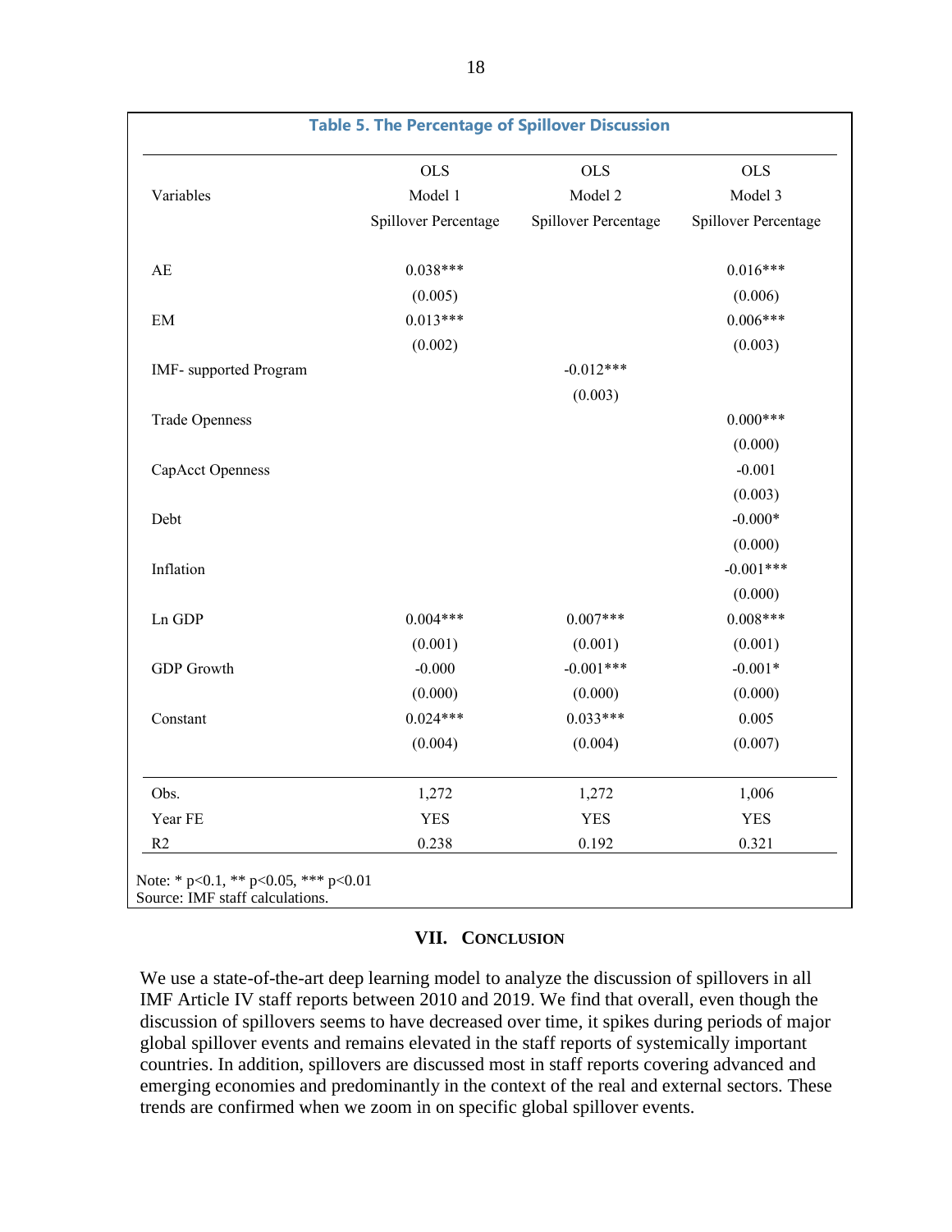**Table 5. The Percentage of Spillover Discussion**

| Variables | OLS<br>Model 1<br>Spillover Percentage | OLS<br>Model 2<br>Spillover Percentage | OLS<br>Model 3<br>Spillover Percentage |
|---|---|---|---|
| AE | 0.038*** | | 0.016*** |
| | (0.005) | | (0.006) |
| EM | 0.013*** | | 0.006*** |
| | (0.002) | | (0.003) |
| IMF- supported Program | | -0.012*** | |
| | | (0.003) | |
| Trade Openness | | | 0.000*** |
| | | | (0.000) |
| CapAcct Openness | | | -0.001 |
| | | | (0.003) |
| Debt | | | -0.000* |
| | | | (0.000) |
| Inflation | | | -0.001*** |
| | | | (0.000) |
| Ln GDP | 0.004*** | 0.007*** | 0.008*** |
| | (0.001) | (0.001) | (0.001) |
| GDP Growth | -0.000 | -0.001*** | -0.001* |
| | (0.000) | (0.000) | (0.000) |
| Constant | 0.024*** | 0.033*** | 0.005 |
| | (0.004) | (0.004) | (0.007) |
| Obs. | 1,272 | 1,272 | 1,006 |
| Year FE | YES | YES | YES |
| R2 | 0.238 | 0.192 | 0.321 |

Note: * p<0.1, ** p<0.05, *** p<0.01
Source: IMF staff calculations.

## VII. Conclusion

We use a state-of-the-art deep learning model to analyze the discussion of spillovers in all IMF Article IV staff reports between 2010 and 2019. We find that overall, even though the discussion of spillovers seems to have decreased over time, it spikes during periods of major global spillover events and remains elevated in the staff reports of systemically important countries. In addition, spillovers are discussed most in staff reports covering advanced and emerging economies and predominantly in the context of the real and external sectors. These trends are confirmed when we zoom in on specific global spillover events.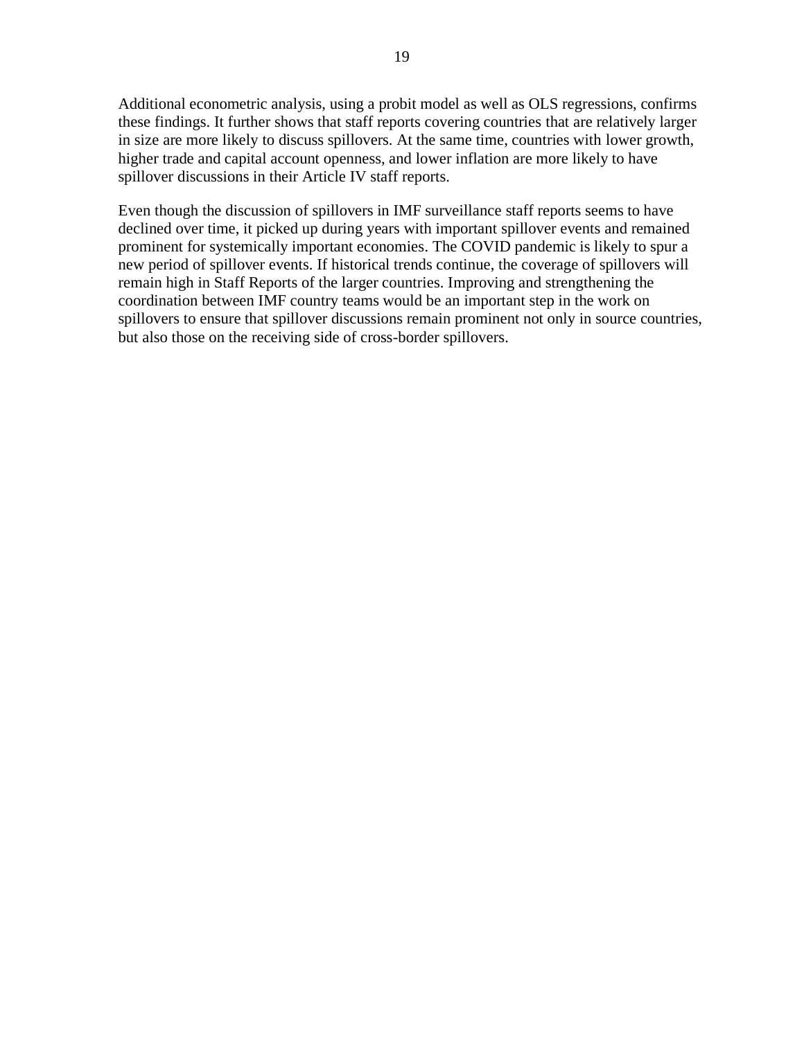Additional econometric analysis, using a probit model as well as OLS regressions, confirms these findings. It further shows that staff reports covering countries that are relatively larger in size are more likely to discuss spillovers. At the same time, countries with lower growth, higher trade and capital account openness, and lower inflation are more likely to have spillover discussions in their Article IV staff reports.

Even though the discussion of spillovers in IMF surveillance staff reports seems to have declined over time, it picked up during years with important spillover events and remained prominent for systemically important economies. The COVID pandemic is likely to spur a new period of spillover events. If historical trends continue, the coverage of spillovers will remain high in Staff Reports of the larger countries. Improving and strengthening the coordination between IMF country teams would be an important step in the work on spillovers to ensure that spillover discussions remain prominent not only in source countries, but also those on the receiving side of cross-border spillovers.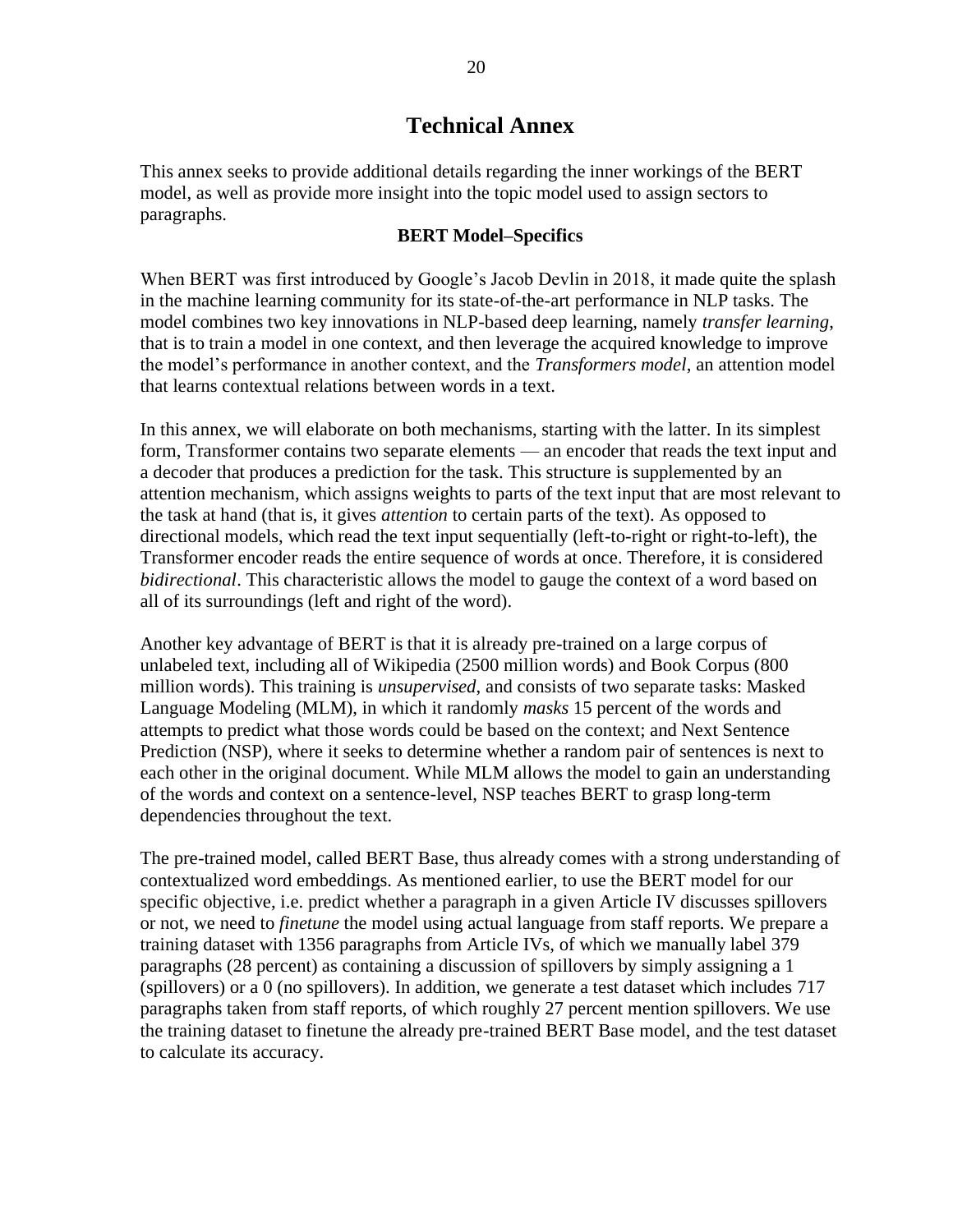# Technical Annex

This annex seeks to provide additional details regarding the inner workings of the BERT model, as well as provide more insight into the topic model used to assign sectors to paragraphs.

### BERT Model–Specifics

When BERT was first introduced by Google's Jacob Devlin in 2018, it made quite the splash in the machine learning community for its state-of-the-art performance in NLP tasks. The model combines two key innovations in NLP-based deep learning, namely *transfer learning*, that is to train a model in one context, and then leverage the acquired knowledge to improve the model's performance in another context, and the *Transformers model*, an attention model that learns contextual relations between words in a text.

In this annex, we will elaborate on both mechanisms, starting with the latter. In its simplest form, Transformer contains two separate elements — an encoder that reads the text input and a decoder that produces a prediction for the task. This structure is supplemented by an attention mechanism, which assigns weights to parts of the text input that are most relevant to the task at hand (that is, it gives *attention* to certain parts of the text). As opposed to directional models, which read the text input sequentially (left-to-right or right-to-left), the Transformer encoder reads the entire sequence of words at once. Therefore, it is considered *bidirectional*. This characteristic allows the model to gauge the context of a word based on all of its surroundings (left and right of the word).

Another key advantage of BERT is that it is already pre-trained on a large corpus of unlabeled text, including all of Wikipedia (2500 million words) and Book Corpus (800 million words). This training is *unsupervised*, and consists of two separate tasks: Masked Language Modeling (MLM), in which it randomly *masks* 15 percent of the words and attempts to predict what those words could be based on the context; and Next Sentence Prediction (NSP), where it seeks to determine whether a random pair of sentences is next to each other in the original document. While MLM allows the model to gain an understanding of the words and context on a sentence-level, NSP teaches BERT to grasp long-term dependencies throughout the text.

The pre-trained model, called BERT Base, thus already comes with a strong understanding of contextualized word embeddings. As mentioned earlier, to use the BERT model for our specific objective, i.e. predict whether a paragraph in a given Article IV discusses spillovers or not, we need to *finetune* the model using actual language from staff reports. We prepare a training dataset with 1356 paragraphs from Article IVs, of which we manually label 379 paragraphs (28 percent) as containing a discussion of spillovers by simply assigning a 1 (spillovers) or a 0 (no spillovers). In addition, we generate a test dataset which includes 717 paragraphs taken from staff reports, of which roughly 27 percent mention spillovers. We use the training dataset to finetune the already pre-trained BERT Base model, and the test dataset to calculate its accuracy.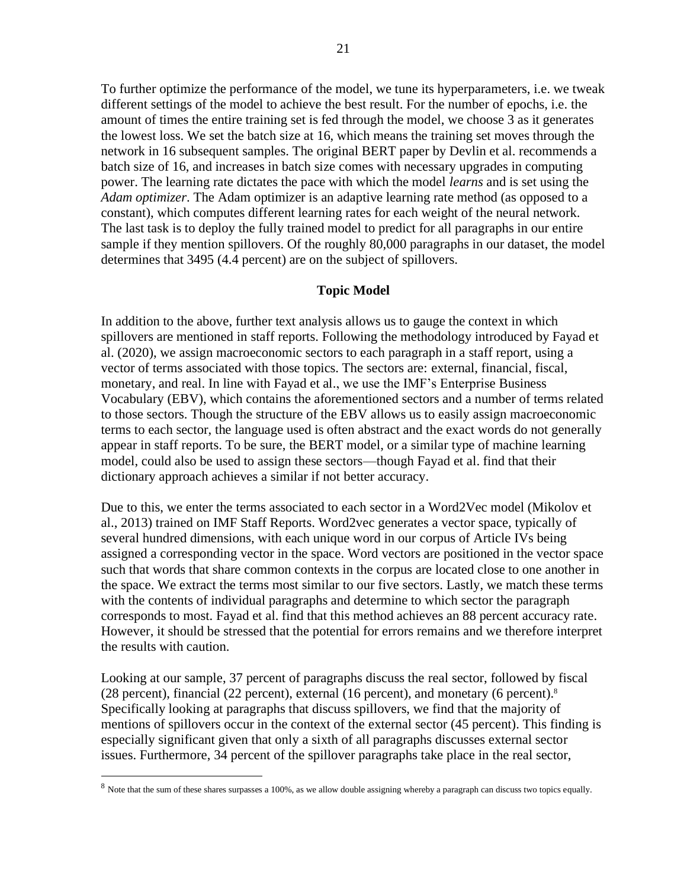To further optimize the performance of the model, we tune its hyperparameters, i.e. we tweak different settings of the model to achieve the best result. For the number of epochs, i.e. the amount of times the entire training set is fed through the model, we choose 3 as it generates the lowest loss. We set the batch size at 16, which means the training set moves through the network in 16 subsequent samples. The original BERT paper by Devlin et al. recommends a batch size of 16, and increases in batch size comes with necessary upgrades in computing power. The learning rate dictates the pace with which the model *learns* and is set using the *Adam optimizer*. The Adam optimizer is an adaptive learning rate method (as opposed to a constant), which computes different learning rates for each weight of the neural network. The last task is to deploy the fully trained model to predict for all paragraphs in our entire sample if they mention spillovers. Of the roughly 80,000 paragraphs in our dataset, the model determines that 3495 (4.4 percent) are on the subject of spillovers.

**Topic Model**

In addition to the above, further text analysis allows us to gauge the context in which spillovers are mentioned in staff reports. Following the methodology introduced by Fayad et al. (2020), we assign macroeconomic sectors to each paragraph in a staff report, using a vector of terms associated with those topics. The sectors are: external, financial, fiscal, monetary, and real. In line with Fayad et al., we use the IMF's Enterprise Business Vocabulary (EBV), which contains the aforementioned sectors and a number of terms related to those sectors. Though the structure of the EBV allows us to easily assign macroeconomic terms to each sector, the language used is often abstract and the exact words do not generally appear in staff reports. To be sure, the BERT model, or a similar type of machine learning model, could also be used to assign these sectors—though Fayad et al. find that their dictionary approach achieves a similar if not better accuracy.

Due to this, we enter the terms associated to each sector in a Word2Vec model (Mikolov et al., 2013) trained on IMF Staff Reports. Word2vec generates a vector space, typically of several hundred dimensions, with each unique word in our corpus of Article IVs being assigned a corresponding vector in the space. Word vectors are positioned in the vector space such that words that share common contexts in the corpus are located close to one another in the space. We extract the terms most similar to our five sectors. Lastly, we match these terms with the contents of individual paragraphs and determine to which sector the paragraph corresponds to most. Fayad et al. find that this method achieves an 88 percent accuracy rate. However, it should be stressed that the potential for errors remains and we therefore interpret the results with caution.

Looking at our sample, 37 percent of paragraphs discuss the real sector, followed by fiscal (28 percent), financial (22 percent), external (16 percent), and monetary (6 percent).[8] Specifically looking at paragraphs that discuss spillovers, we find that the majority of mentions of spillovers occur in the context of the external sector (45 percent). This finding is especially significant given that only a sixth of all paragraphs discusses external sector issues. Furthermore, 34 percent of the spillover paragraphs take place in the real sector,

[8] Note that the sum of these shares surpasses a 100%, as we allow double assigning whereby a paragraph can discuss two topics equally.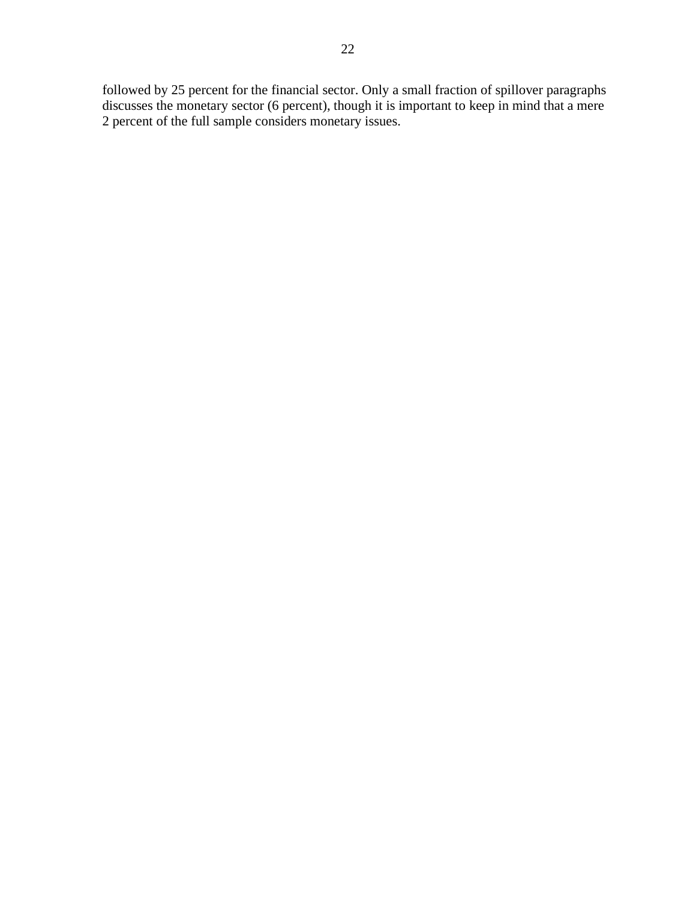followed by 25 percent for the financial sector. Only a small fraction of spillover paragraphs discusses the monetary sector (6 percent), though it is important to keep in mind that a mere 2 percent of the full sample considers monetary issues.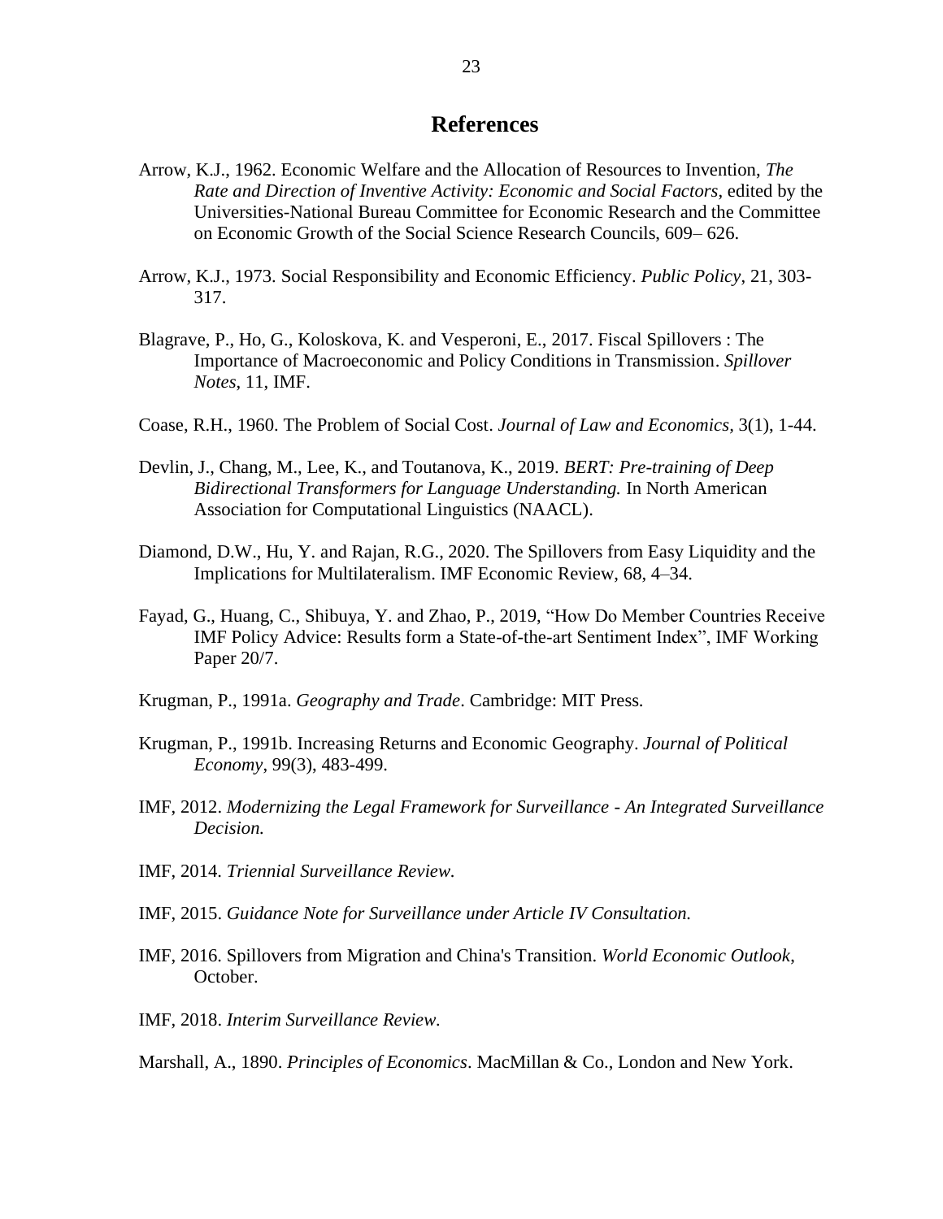# References

Arrow, K.J., 1962. Economic Welfare and the Allocation of Resources to Invention, *The Rate and Direction of Inventive Activity: Economic and Social Factors*, edited by the Universities-National Bureau Committee for Economic Research and the Committee on Economic Growth of the Social Science Research Councils, 609– 626.

Arrow, K.J., 1973. Social Responsibility and Economic Efficiency. *Public Policy*, 21, 303-317.

Blagrave, P., Ho, G., Koloskova, K. and Vesperoni, E., 2017. Fiscal Spillovers : The Importance of Macroeconomic and Policy Conditions in Transmission. *Spillover Notes*, 11, IMF.

Coase, R.H., 1960. The Problem of Social Cost. *Journal of Law and Economics*, 3(1), 1-44.

Devlin, J., Chang, M., Lee, K., and Toutanova, K., 2019. *BERT: Pre-training of Deep Bidirectional Transformers for Language Understanding.* In North American Association for Computational Linguistics (NAACL).

Diamond, D.W., Hu, Y. and Rajan, R.G., 2020. The Spillovers from Easy Liquidity and the Implications for Multilateralism. IMF Economic Review, 68, 4–34.

Fayad, G., Huang, C., Shibuya, Y. and Zhao, P., 2019, "How Do Member Countries Receive IMF Policy Advice: Results form a State-of-the-art Sentiment Index", IMF Working Paper 20/7.

Krugman, P., 1991a. *Geography and Trade*. Cambridge: MIT Press.

Krugman, P., 1991b. Increasing Returns and Economic Geography. *Journal of Political Economy*, 99(3), 483-499.

IMF, 2012. *Modernizing the Legal Framework for Surveillance - An Integrated Surveillance Decision.*

IMF, 2014. *Triennial Surveillance Review.*

IMF, 2015. *Guidance Note for Surveillance under Article IV Consultation.*

IMF, 2016. Spillovers from Migration and China's Transition. *World Economic Outlook*, October.

IMF, 2018. *Interim Surveillance Review.*

Marshall, A., 1890. *Principles of Economics*. MacMillan & Co., London and New York.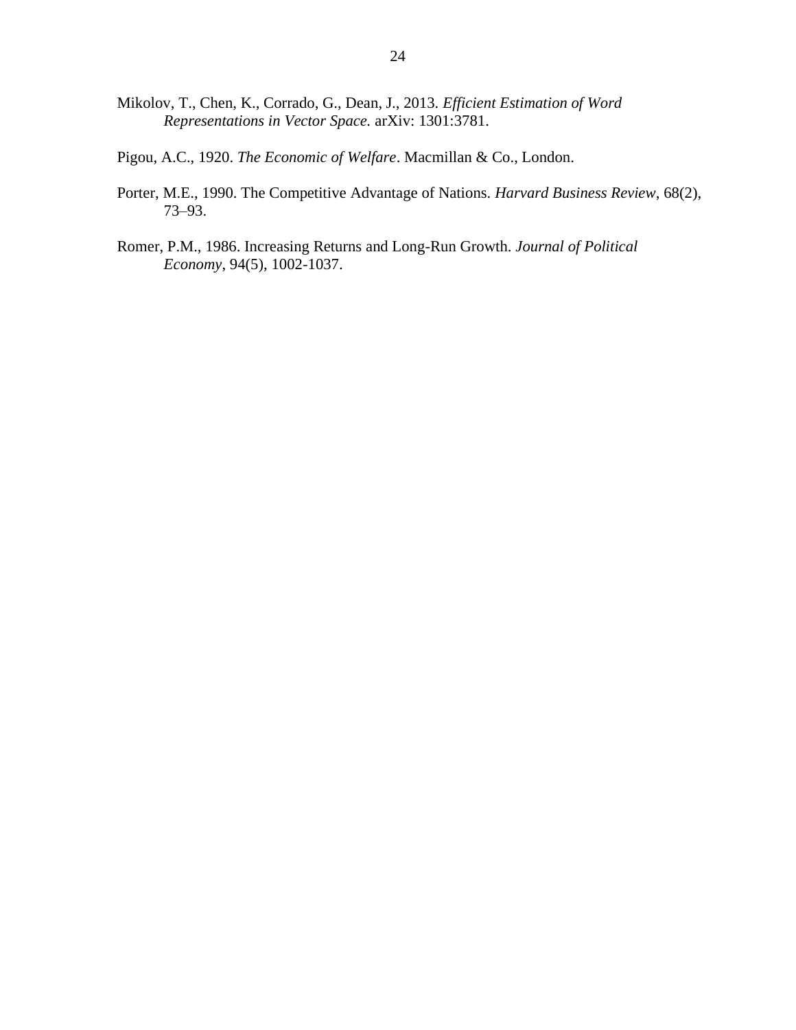Mikolov, T., Chen, K., Corrado, G., Dean, J., 2013. *Efficient Estimation of Word Representations in Vector Space.* arXiv: 1301:3781.

Pigou, A.C., 1920. *The Economic of Welfare*. Macmillan & Co., London.

Porter, M.E., 1990. The Competitive Advantage of Nations. *Harvard Business Review*, 68(2), 73–93.

Romer, P.M., 1986. Increasing Returns and Long-Run Growth. *Journal of Political Economy*, 94(5), 1002-1037.